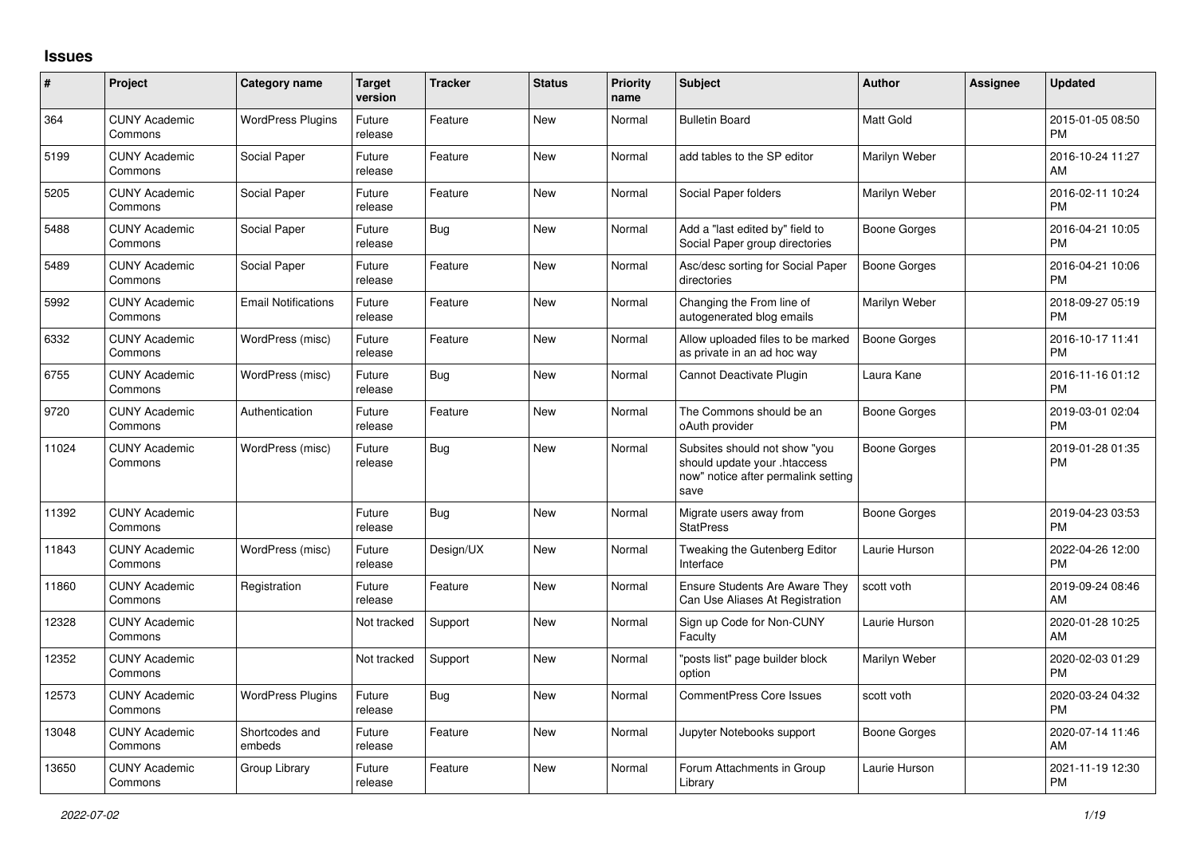## Issues

| # | Project | Category name | Target version | Tracker | Status | Priority name | Subject | Author | Assignee | Updated |
|---|---|---|---|---|---|---|---|---|---|---|
| 364 | CUNY Academic Commons | WordPress Plugins | Future release | Feature | New | Normal | Bulletin Board | Matt Gold | | 2015-01-05 08:50 PM |
| 5199 | CUNY Academic Commons | Social Paper | Future release | Feature | New | Normal | add tables to the SP editor | Marilyn Weber | | 2016-10-24 11:27 AM |
| 5205 | CUNY Academic Commons | Social Paper | Future release | Feature | New | Normal | Social Paper folders | Marilyn Weber | | 2016-02-11 10:24 PM |
| 5488 | CUNY Academic Commons | Social Paper | Future release | Bug | New | Normal | Add a "last edited by" field to Social Paper group directories | Boone Gorges | | 2016-04-21 10:05 PM |
| 5489 | CUNY Academic Commons | Social Paper | Future release | Feature | New | Normal | Asc/desc sorting for Social Paper directories | Boone Gorges | | 2016-04-21 10:06 PM |
| 5992 | CUNY Academic Commons | Email Notifications | Future release | Feature | New | Normal | Changing the From line of autogenerated blog emails | Marilyn Weber | | 2018-09-27 05:19 PM |
| 6332 | CUNY Academic Commons | WordPress (misc) | Future release | Feature | New | Normal | Allow uploaded files to be marked as private in an ad hoc way | Boone Gorges | | 2016-10-17 11:41 PM |
| 6755 | CUNY Academic Commons | WordPress (misc) | Future release | Bug | New | Normal | Cannot Deactivate Plugin | Laura Kane | | 2016-11-16 01:12 PM |
| 9720 | CUNY Academic Commons | Authentication | Future release | Feature | New | Normal | The Commons should be an oAuth provider | Boone Gorges | | 2019-03-01 02:04 PM |
| 11024 | CUNY Academic Commons | WordPress (misc) | Future release | Bug | New | Normal | Subsites should not show "you should update your .htaccess now" notice after permalink setting save | Boone Gorges | | 2019-01-28 01:35 PM |
| 11392 | CUNY Academic Commons | | Future release | Bug | New | Normal | Migrate users away from StatPress | Boone Gorges | | 2019-04-23 03:53 PM |
| 11843 | CUNY Academic Commons | WordPress (misc) | Future release | Design/UX | New | Normal | Tweaking the Gutenberg Editor Interface | Laurie Hurson | | 2022-04-26 12:00 PM |
| 11860 | CUNY Academic Commons | Registration | Future release | Feature | New | Normal | Ensure Students Are Aware They Can Use Aliases At Registration | scott voth | | 2019-09-24 08:46 AM |
| 12328 | CUNY Academic Commons | | Not tracked | Support | New | Normal | Sign up Code for Non-CUNY Faculty | Laurie Hurson | | 2020-01-28 10:25 AM |
| 12352 | CUNY Academic Commons | | Not tracked | Support | New | Normal | "posts list" page builder block option | Marilyn Weber | | 2020-02-03 01:29 PM |
| 12573 | CUNY Academic Commons | WordPress Plugins | Future release | Bug | New | Normal | CommentPress Core Issues | scott voth | | 2020-03-24 04:32 PM |
| 13048 | CUNY Academic Commons | Shortcodes and embeds | Future release | Feature | New | Normal | Jupyter Notebooks support | Boone Gorges | | 2020-07-14 11:46 AM |
| 13650 | CUNY Academic Commons | Group Library | Future release | Feature | New | Normal | Forum Attachments in Group Library | Laurie Hurson | | 2021-11-19 12:30 PM |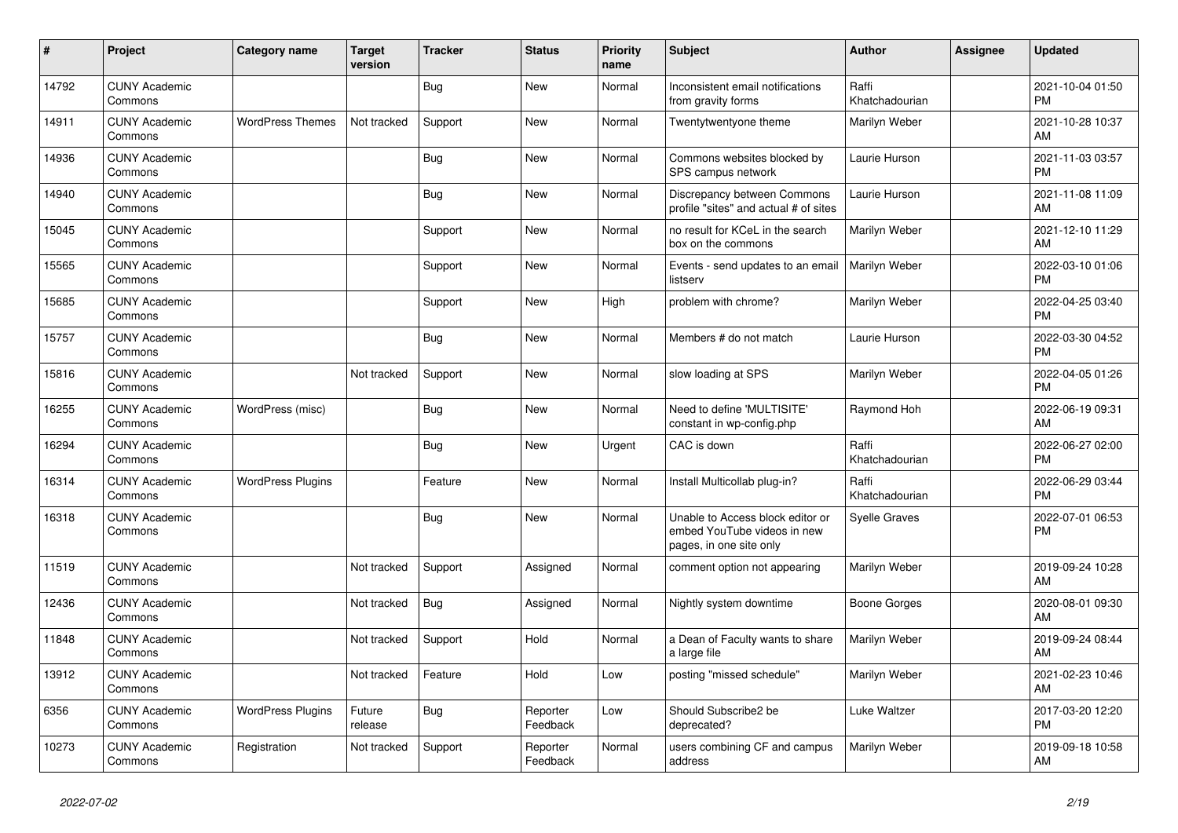| # | Project | Category name | Target version | Tracker | Status | Priority name | Subject | Author | Assignee | Updated |
|---|---|---|---|---|---|---|---|---|---|---|
| 14792 | CUNY Academic Commons | | | Bug | New | Normal | Inconsistent email notifications from gravity forms | Raffi Khatchadourian | | 2021-10-04 01:50 PM |
| 14911 | CUNY Academic Commons | WordPress Themes | Not tracked | Support | New | Normal | Twentytwentyone theme | Marilyn Weber | | 2021-10-28 10:37 AM |
| 14936 | CUNY Academic Commons | | | Bug | New | Normal | Commons websites blocked by SPS campus network | Laurie Hurson | | 2021-11-03 03:57 PM |
| 14940 | CUNY Academic Commons | | | Bug | New | Normal | Discrepancy between Commons profile "sites" and actual # of sites | Laurie Hurson | | 2021-11-08 11:09 AM |
| 15045 | CUNY Academic Commons | | | Support | New | Normal | no result for KCeL in the search box on the commons | Marilyn Weber | | 2021-12-10 11:29 AM |
| 15565 | CUNY Academic Commons | | | Support | New | Normal | Events - send updates to an email listserv | Marilyn Weber | | 2022-03-10 01:06 PM |
| 15685 | CUNY Academic Commons | | | Support | New | High | problem with chrome? | Marilyn Weber | | 2022-04-25 03:40 PM |
| 15757 | CUNY Academic Commons | | | Bug | New | Normal | Members # do not match | Laurie Hurson | | 2022-03-30 04:52 PM |
| 15816 | CUNY Academic Commons | | Not tracked | Support | New | Normal | slow loading at SPS | Marilyn Weber | | 2022-04-05 01:26 PM |
| 16255 | CUNY Academic Commons | WordPress (misc) | | Bug | New | Normal | Need to define 'MULTISITE' constant in wp-config.php | Raymond Hoh | | 2022-06-19 09:31 AM |
| 16294 | CUNY Academic Commons | | | Bug | New | Urgent | CAC is down | Raffi Khatchadourian | | 2022-06-27 02:00 PM |
| 16314 | CUNY Academic Commons | WordPress Plugins | | Feature | New | Normal | Install Multicollab plug-in? | Raffi Khatchadourian | | 2022-06-29 03:44 PM |
| 16318 | CUNY Academic Commons | | | Bug | New | Normal | Unable to Access block editor or embed YouTube videos in new pages, in one site only | Syelle Graves | | 2022-07-01 06:53 PM |
| 11519 | CUNY Academic Commons | | Not tracked | Support | Assigned | Normal | comment option not appearing | Marilyn Weber | | 2019-09-24 10:28 AM |
| 12436 | CUNY Academic Commons | | Not tracked | Bug | Assigned | Normal | Nightly system downtime | Boone Gorges | | 2020-08-01 09:30 AM |
| 11848 | CUNY Academic Commons | | Not tracked | Support | Hold | Normal | a Dean of Faculty wants to share a large file | Marilyn Weber | | 2019-09-24 08:44 AM |
| 13912 | CUNY Academic Commons | | Not tracked | Feature | Hold | Low | posting "missed schedule" | Marilyn Weber | | 2021-02-23 10:46 AM |
| 6356 | CUNY Academic Commons | WordPress Plugins | Future release | Bug | Reporter Feedback | Low | Should Subscribe2 be deprecated? | Luke Waltzer | | 2017-03-20 12:20 PM |
| 10273 | CUNY Academic Commons | Registration | Not tracked | Support | Reporter Feedback | Normal | users combining CF and campus address | Marilyn Weber | | 2019-09-18 10:58 AM |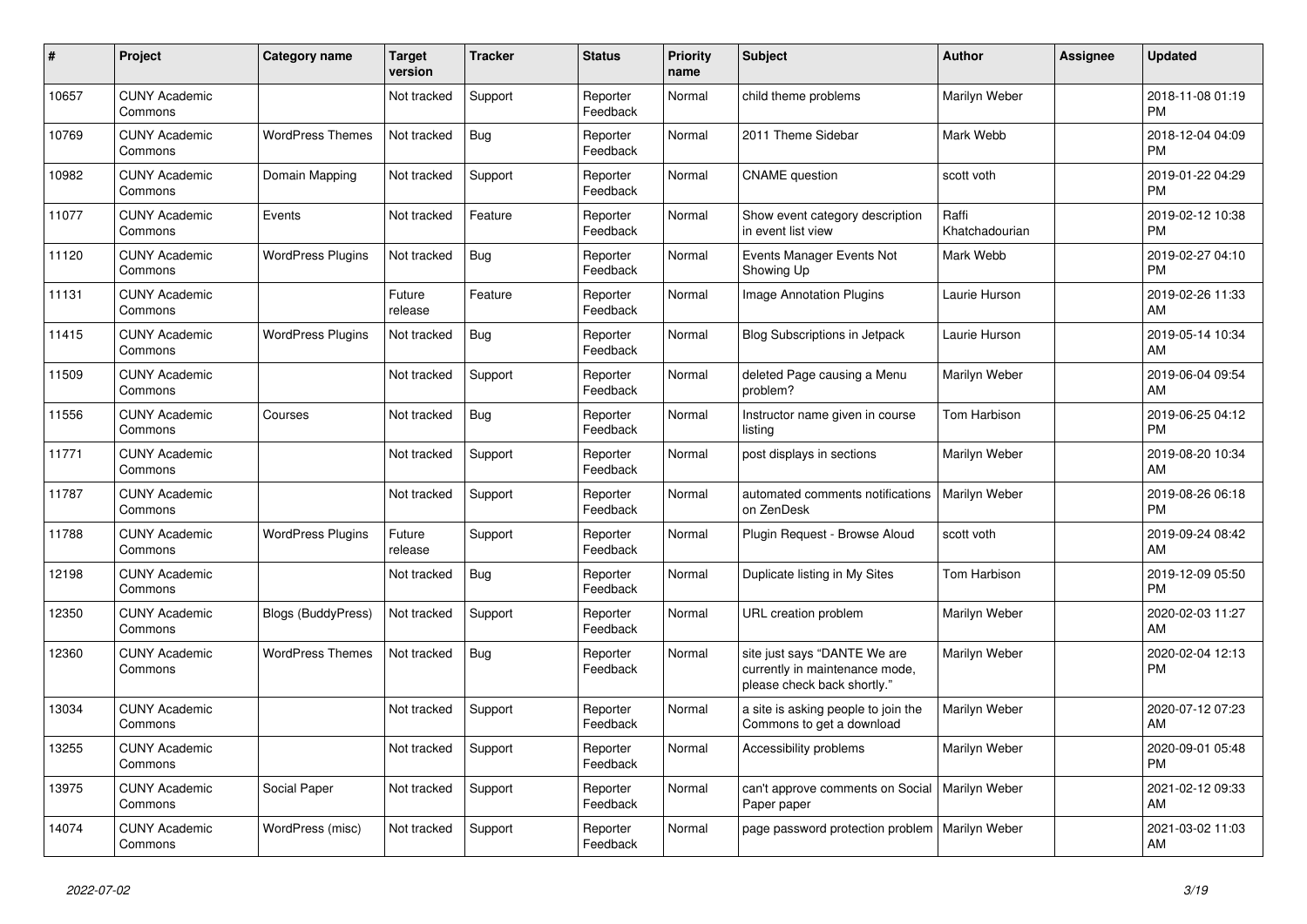| # | Project | Category name | Target version | Tracker | Status | Priority name | Subject | Author | Assignee | Updated |
|---|---|---|---|---|---|---|---|---|---|---|
| 10657 | CUNY Academic Commons | | Not tracked | Support | Reporter Feedback | Normal | child theme problems | Marilyn Weber | | 2018-11-08 01:19 PM |
| 10769 | CUNY Academic Commons | WordPress Themes | Not tracked | Bug | Reporter Feedback | Normal | 2011 Theme Sidebar | Mark Webb | | 2018-12-04 04:09 PM |
| 10982 | CUNY Academic Commons | Domain Mapping | Not tracked | Support | Reporter Feedback | Normal | CNAME question | scott voth | | 2019-01-22 04:29 PM |
| 11077 | CUNY Academic Commons | Events | Not tracked | Feature | Reporter Feedback | Normal | Show event category description in event list view | Raffi Khatchadourian | | 2019-02-12 10:38 PM |
| 11120 | CUNY Academic Commons | WordPress Plugins | Not tracked | Bug | Reporter Feedback | Normal | Events Manager Events Not Showing Up | Mark Webb | | 2019-02-27 04:10 PM |
| 11131 | CUNY Academic Commons | | Future release | Feature | Reporter Feedback | Normal | Image Annotation Plugins | Laurie Hurson | | 2019-02-26 11:33 AM |
| 11415 | CUNY Academic Commons | WordPress Plugins | Not tracked | Bug | Reporter Feedback | Normal | Blog Subscriptions in Jetpack | Laurie Hurson | | 2019-05-14 10:34 AM |
| 11509 | CUNY Academic Commons | | Not tracked | Support | Reporter Feedback | Normal | deleted Page causing a Menu problem? | Marilyn Weber | | 2019-06-04 09:54 AM |
| 11556 | CUNY Academic Commons | Courses | Not tracked | Bug | Reporter Feedback | Normal | Instructor name given in course listing | Tom Harbison | | 2019-06-25 04:12 PM |
| 11771 | CUNY Academic Commons | | Not tracked | Support | Reporter Feedback | Normal | post displays in sections | Marilyn Weber | | 2019-08-20 10:34 AM |
| 11787 | CUNY Academic Commons | | Not tracked | Support | Reporter Feedback | Normal | automated comments notifications on ZenDesk | Marilyn Weber | | 2019-08-26 06:18 PM |
| 11788 | CUNY Academic Commons | WordPress Plugins | Future release | Support | Reporter Feedback | Normal | Plugin Request - Browse Aloud | scott voth | | 2019-09-24 08:42 AM |
| 12198 | CUNY Academic Commons | | Not tracked | Bug | Reporter Feedback | Normal | Duplicate listing in My Sites | Tom Harbison | | 2019-12-09 05:50 PM |
| 12350 | CUNY Academic Commons | Blogs (BuddyPress) | Not tracked | Support | Reporter Feedback | Normal | URL creation problem | Marilyn Weber | | 2020-02-03 11:27 AM |
| 12360 | CUNY Academic Commons | WordPress Themes | Not tracked | Bug | Reporter Feedback | Normal | site just says "DANTE We are currently in maintenance mode, please check back shortly." | Marilyn Weber | | 2020-02-04 12:13 PM |
| 13034 | CUNY Academic Commons | | Not tracked | Support | Reporter Feedback | Normal | a site is asking people to join the Commons to get a download | Marilyn Weber | | 2020-07-12 07:23 AM |
| 13255 | CUNY Academic Commons | | Not tracked | Support | Reporter Feedback | Normal | Accessibility problems | Marilyn Weber | | 2020-09-01 05:48 PM |
| 13975 | CUNY Academic Commons | Social Paper | Not tracked | Support | Reporter Feedback | Normal | can't approve comments on Social Paper paper | Marilyn Weber | | 2021-02-12 09:33 AM |
| 14074 | CUNY Academic Commons | WordPress (misc) | Not tracked | Support | Reporter Feedback | Normal | page password protection problem | Marilyn Weber | | 2021-03-02 11:03 AM |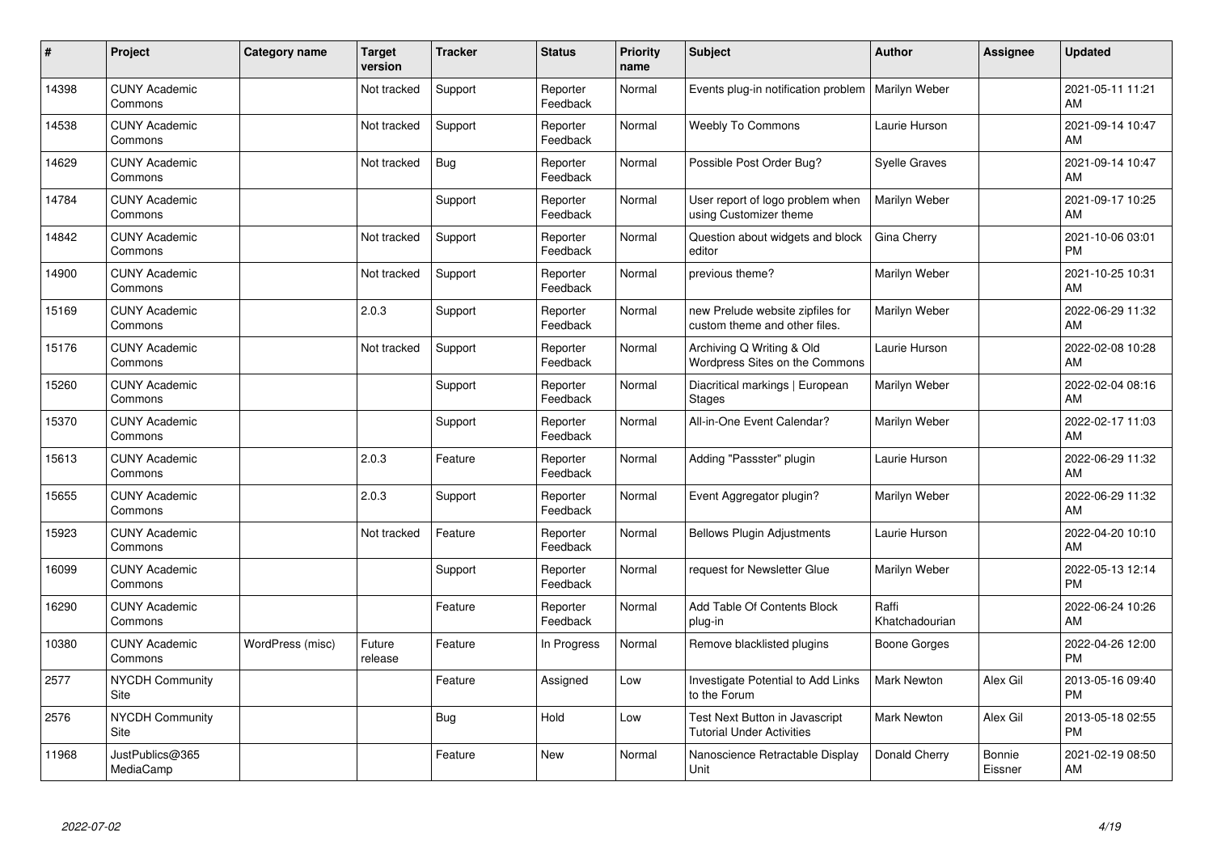| # | Project | Category name | Target version | Tracker | Status | Priority name | Subject | Author | Assignee | Updated |
|---|---|---|---|---|---|---|---|---|---|---|
| 14398 | CUNY Academic Commons | | Not tracked | Support | Reporter Feedback | Normal | Events plug-in notification problem | Marilyn Weber | | 2021-05-11 11:21 AM |
| 14538 | CUNY Academic Commons | | Not tracked | Support | Reporter Feedback | Normal | Weebly To Commons | Laurie Hurson | | 2021-09-14 10:47 AM |
| 14629 | CUNY Academic Commons | | Not tracked | Bug | Reporter Feedback | Normal | Possible Post Order Bug? | Syelle Graves | | 2021-09-14 10:47 AM |
| 14784 | CUNY Academic Commons | | | Support | Reporter Feedback | Normal | User report of logo problem when using Customizer theme | Marilyn Weber | | 2021-09-17 10:25 AM |
| 14842 | CUNY Academic Commons | | Not tracked | Support | Reporter Feedback | Normal | Question about widgets and block editor | Gina Cherry | | 2021-10-06 03:01 PM |
| 14900 | CUNY Academic Commons | | Not tracked | Support | Reporter Feedback | Normal | previous theme? | Marilyn Weber | | 2021-10-25 10:31 AM |
| 15169 | CUNY Academic Commons | | 2.0.3 | Support | Reporter Feedback | Normal | new Prelude website zipfiles for custom theme and other files. | Marilyn Weber | | 2022-06-29 11:32 AM |
| 15176 | CUNY Academic Commons | | Not tracked | Support | Reporter Feedback | Normal | Archiving Q Writing & Old Wordpress Sites on the Commons | Laurie Hurson | | 2022-02-08 10:28 AM |
| 15260 | CUNY Academic Commons | | | Support | Reporter Feedback | Normal | Diacritical markings \| European Stages | Marilyn Weber | | 2022-02-04 08:16 AM |
| 15370 | CUNY Academic Commons | | | Support | Reporter Feedback | Normal | All-in-One Event Calendar? | Marilyn Weber | | 2022-02-17 11:03 AM |
| 15613 | CUNY Academic Commons | | 2.0.3 | Feature | Reporter Feedback | Normal | Adding "Passster" plugin | Laurie Hurson | | 2022-06-29 11:32 AM |
| 15655 | CUNY Academic Commons | | 2.0.3 | Support | Reporter Feedback | Normal | Event Aggregator plugin? | Marilyn Weber | | 2022-06-29 11:32 AM |
| 15923 | CUNY Academic Commons | | Not tracked | Feature | Reporter Feedback | Normal | Bellows Plugin Adjustments | Laurie Hurson | | 2022-04-20 10:10 AM |
| 16099 | CUNY Academic Commons | | | Support | Reporter Feedback | Normal | request for Newsletter Glue | Marilyn Weber | | 2022-05-13 12:14 PM |
| 16290 | CUNY Academic Commons | | | Feature | Reporter Feedback | Normal | Add Table Of Contents Block plug-in | Raffi Khatchadourian | | 2022-06-24 10:26 AM |
| 10380 | CUNY Academic Commons | WordPress (misc) | Future release | Feature | In Progress | Normal | Remove blacklisted plugins | Boone Gorges | | 2022-04-26 12:00 PM |
| 2577 | NYCDH Community Site | | | Feature | Assigned | Low | Investigate Potential to Add Links to the Forum | Mark Newton | Alex Gil | 2013-05-16 09:40 PM |
| 2576 | NYCDH Community Site | | | Bug | Hold | Low | Test Next Button in Javascript Tutorial Under Activities | Mark Newton | Alex Gil | 2013-05-18 02:55 PM |
| 11968 | JustPublics@365 MediaCamp | | | Feature | New | Normal | Nanoscience Retractable Display Unit | Donald Cherry | Bonnie Eissner | 2021-02-19 08:50 AM |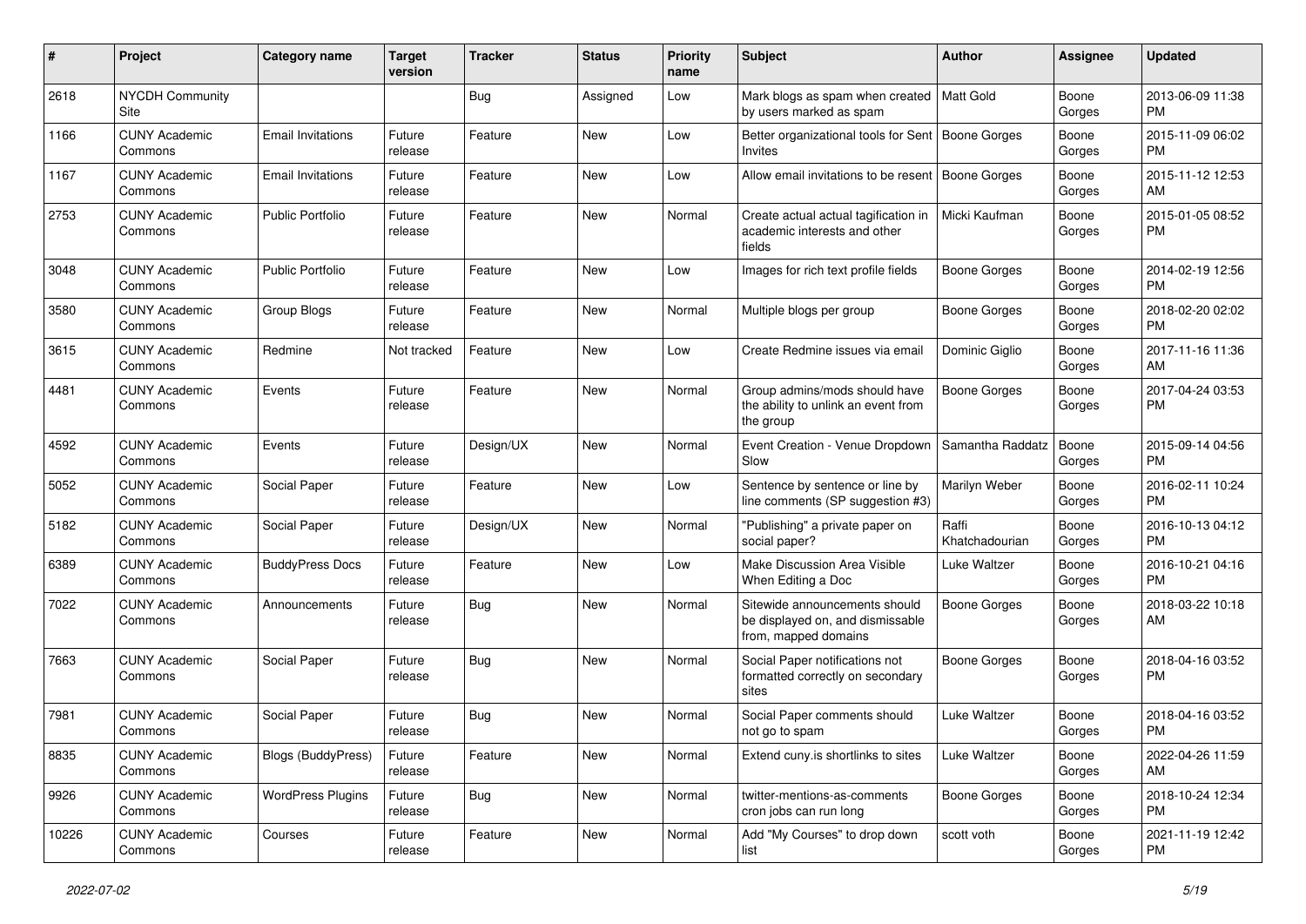| # | Project | Category name | Target version | Tracker | Status | Priority name | Subject | Author | Assignee | Updated |
|---|---|---|---|---|---|---|---|---|---|---|
| 2618 | NYCDH Community Site | | | Bug | Assigned | Low | Mark blogs as spam when created by users marked as spam | Matt Gold | Boone Gorges | 2013-06-09 11:38 PM |
| 1166 | CUNY Academic Commons | Email Invitations | Future release | Feature | New | Low | Better organizational tools for Sent Invites | Boone Gorges | Boone Gorges | 2015-11-09 06:02 PM |
| 1167 | CUNY Academic Commons | Email Invitations | Future release | Feature | New | Low | Allow email invitations to be resent | Boone Gorges | Boone Gorges | 2015-11-12 12:53 AM |
| 2753 | CUNY Academic Commons | Public Portfolio | Future release | Feature | New | Normal | Create actual actual tagification in academic interests and other fields | Micki Kaufman | Boone Gorges | 2015-01-05 08:52 PM |
| 3048 | CUNY Academic Commons | Public Portfolio | Future release | Feature | New | Low | Images for rich text profile fields | Boone Gorges | Boone Gorges | 2014-02-19 12:56 PM |
| 3580 | CUNY Academic Commons | Group Blogs | Future release | Feature | New | Normal | Multiple blogs per group | Boone Gorges | Boone Gorges | 2018-02-20 02:02 PM |
| 3615 | CUNY Academic Commons | Redmine | Not tracked | Feature | New | Low | Create Redmine issues via email | Dominic Giglio | Boone Gorges | 2017-11-16 11:36 AM |
| 4481 | CUNY Academic Commons | Events | Future release | Feature | New | Normal | Group admins/mods should have the ability to unlink an event from the group | Boone Gorges | Boone Gorges | 2017-04-24 03:53 PM |
| 4592 | CUNY Academic Commons | Events | Future release | Design/UX | New | Normal | Event Creation - Venue Dropdown Slow | Samantha Raddatz | Boone Gorges | 2015-09-14 04:56 PM |
| 5052 | CUNY Academic Commons | Social Paper | Future release | Feature | New | Low | Sentence by sentence or line by line comments (SP suggestion #3) | Marilyn Weber | Boone Gorges | 2016-02-11 10:24 PM |
| 5182 | CUNY Academic Commons | Social Paper | Future release | Design/UX | New | Normal | "Publishing" a private paper on social paper? | Raffi Khatchadourian | Boone Gorges | 2016-10-13 04:12 PM |
| 6389 | CUNY Academic Commons | BuddyPress Docs | Future release | Feature | New | Low | Make Discussion Area Visible When Editing a Doc | Luke Waltzer | Boone Gorges | 2016-10-21 04:16 PM |
| 7022 | CUNY Academic Commons | Announcements | Future release | Bug | New | Normal | Sitewide announcements should be displayed on, and dismissable from, mapped domains | Boone Gorges | Boone Gorges | 2018-03-22 10:18 AM |
| 7663 | CUNY Academic Commons | Social Paper | Future release | Bug | New | Normal | Social Paper notifications not formatted correctly on secondary sites | Boone Gorges | Boone Gorges | 2018-04-16 03:52 PM |
| 7981 | CUNY Academic Commons | Social Paper | Future release | Bug | New | Normal | Social Paper comments should not go to spam | Luke Waltzer | Boone Gorges | 2018-04-16 03:52 PM |
| 8835 | CUNY Academic Commons | Blogs (BuddyPress) | Future release | Feature | New | Normal | Extend cuny.is shortlinks to sites | Luke Waltzer | Boone Gorges | 2022-04-26 11:59 AM |
| 9926 | CUNY Academic Commons | WordPress Plugins | Future release | Bug | New | Normal | twitter-mentions-as-comments cron jobs can run long | Boone Gorges | Boone Gorges | 2018-10-24 12:34 PM |
| 10226 | CUNY Academic Commons | Courses | Future release | Feature | New | Normal | Add "My Courses" to drop down list | scott voth | Boone Gorges | 2021-11-19 12:42 PM |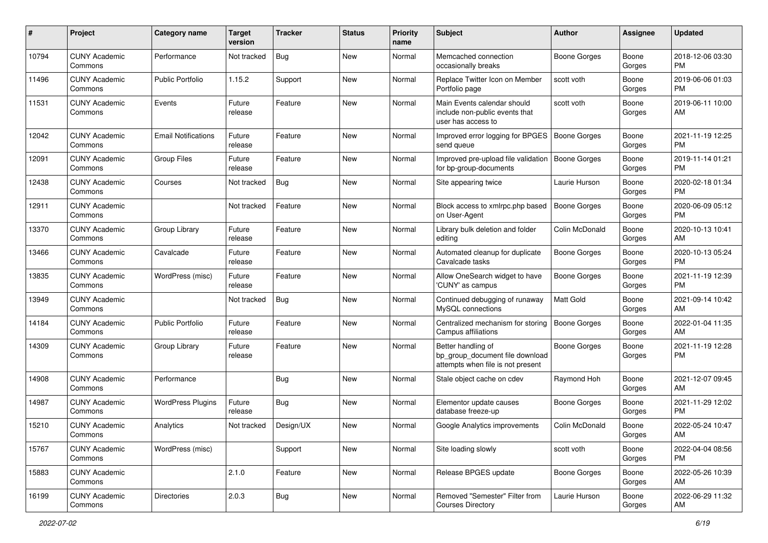| # | Project | Category name | Target version | Tracker | Status | Priority name | Subject | Author | Assignee | Updated |
|---|---|---|---|---|---|---|---|---|---|---|
| 10794 | CUNY Academic Commons | Performance | Not tracked | Bug | New | Normal | Memcached connection occasionally breaks | Boone Gorges | Boone Gorges | 2018-12-06 03:30 PM |
| 11496 | CUNY Academic Commons | Public Portfolio | 1.15.2 | Support | New | Normal | Replace Twitter Icon on Member Portfolio page | scott voth | Boone Gorges | 2019-06-06 01:03 PM |
| 11531 | CUNY Academic Commons | Events | Future release | Feature | New | Normal | Main Events calendar should include non-public events that user has access to | scott voth | Boone Gorges | 2019-06-11 10:00 AM |
| 12042 | CUNY Academic Commons | Email Notifications | Future release | Feature | New | Normal | Improved error logging for BPGES send queue | Boone Gorges | Boone Gorges | 2021-11-19 12:25 PM |
| 12091 | CUNY Academic Commons | Group Files | Future release | Feature | New | Normal | Improved pre-upload file validation for bp-group-documents | Boone Gorges | Boone Gorges | 2019-11-14 01:21 PM |
| 12438 | CUNY Academic Commons | Courses | Not tracked | Bug | New | Normal | Site appearing twice | Laurie Hurson | Boone Gorges | 2020-02-18 01:34 PM |
| 12911 | CUNY Academic Commons | | Not tracked | Feature | New | Normal | Block access to xmlrpc.php based on User-Agent | Boone Gorges | Boone Gorges | 2020-06-09 05:12 PM |
| 13370 | CUNY Academic Commons | Group Library | Future release | Feature | New | Normal | Library bulk deletion and folder editing | Colin McDonald | Boone Gorges | 2020-10-13 10:41 AM |
| 13466 | CUNY Academic Commons | Cavalcade | Future release | Feature | New | Normal | Automated cleanup for duplicate Cavalcade tasks | Boone Gorges | Boone Gorges | 2020-10-13 05:24 PM |
| 13835 | CUNY Academic Commons | WordPress (misc) | Future release | Feature | New | Normal | Allow OneSearch widget to have 'CUNY' as campus | Boone Gorges | Boone Gorges | 2021-11-19 12:39 PM |
| 13949 | CUNY Academic Commons | | Not tracked | Bug | New | Normal | Continued debugging of runaway MySQL connections | Matt Gold | Boone Gorges | 2021-09-14 10:42 AM |
| 14184 | CUNY Academic Commons | Public Portfolio | Future release | Feature | New | Normal | Centralized mechanism for storing Campus affiliations | Boone Gorges | Boone Gorges | 2022-01-04 11:35 AM |
| 14309 | CUNY Academic Commons | Group Library | Future release | Feature | New | Normal | Better handling of bp_group_document file download attempts when file is not present | Boone Gorges | Boone Gorges | 2021-11-19 12:28 PM |
| 14908 | CUNY Academic Commons | Performance | | Bug | New | Normal | Stale object cache on cdev | Raymond Hoh | Boone Gorges | 2021-12-07 09:45 AM |
| 14987 | CUNY Academic Commons | WordPress Plugins | Future release | Bug | New | Normal | Elementor update causes database freeze-up | Boone Gorges | Boone Gorges | 2021-11-29 12:02 PM |
| 15210 | CUNY Academic Commons | Analytics | Not tracked | Design/UX | New | Normal | Google Analytics improvements | Colin McDonald | Boone Gorges | 2022-05-24 10:47 AM |
| 15767 | CUNY Academic Commons | WordPress (misc) | | Support | New | Normal | Site loading slowly | scott voth | Boone Gorges | 2022-04-04 08:56 PM |
| 15883 | CUNY Academic Commons | | 2.1.0 | Feature | New | Normal | Release BPGES update | Boone Gorges | Boone Gorges | 2022-05-26 10:39 AM |
| 16199 | CUNY Academic Commons | Directories | 2.0.3 | Bug | New | Normal | Removed "Semester" Filter from Courses Directory | Laurie Hurson | Boone Gorges | 2022-06-29 11:32 AM |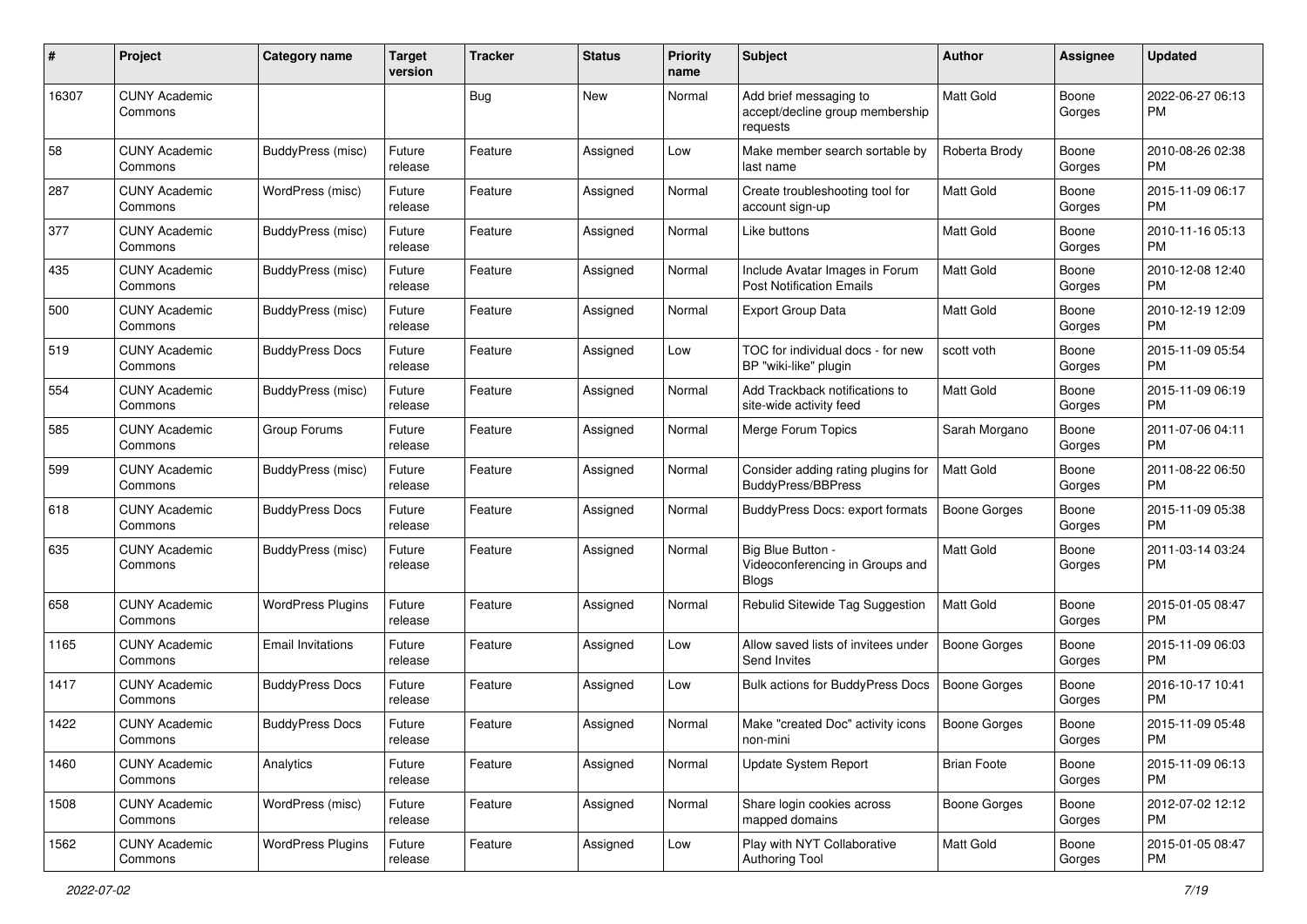| # | Project | Category name | Target version | Tracker | Status | Priority name | Subject | Author | Assignee | Updated |
|---|---|---|---|---|---|---|---|---|---|---|
| 16307 | CUNY Academic Commons | | | Bug | New | Normal | Add brief messaging to accept/decline group membership requests | Matt Gold | Boone Gorges | 2022-06-27 06:13 PM |
| 58 | CUNY Academic Commons | BuddyPress (misc) | Future release | Feature | Assigned | Low | Make member search sortable by last name | Roberta Brody | Boone Gorges | 2010-08-26 02:38 PM |
| 287 | CUNY Academic Commons | WordPress (misc) | Future release | Feature | Assigned | Normal | Create troubleshooting tool for account sign-up | Matt Gold | Boone Gorges | 2015-11-09 06:17 PM |
| 377 | CUNY Academic Commons | BuddyPress (misc) | Future release | Feature | Assigned | Normal | Like buttons | Matt Gold | Boone Gorges | 2010-11-16 05:13 PM |
| 435 | CUNY Academic Commons | BuddyPress (misc) | Future release | Feature | Assigned | Normal | Include Avatar Images in Forum Post Notification Emails | Matt Gold | Boone Gorges | 2010-12-08 12:40 PM |
| 500 | CUNY Academic Commons | BuddyPress (misc) | Future release | Feature | Assigned | Normal | Export Group Data | Matt Gold | Boone Gorges | 2010-12-19 12:09 PM |
| 519 | CUNY Academic Commons | BuddyPress Docs | Future release | Feature | Assigned | Low | TOC for individual docs - for new BP "wiki-like" plugin | scott voth | Boone Gorges | 2015-11-09 05:54 PM |
| 554 | CUNY Academic Commons | BuddyPress (misc) | Future release | Feature | Assigned | Normal | Add Trackback notifications to site-wide activity feed | Matt Gold | Boone Gorges | 2015-11-09 06:19 PM |
| 585 | CUNY Academic Commons | Group Forums | Future release | Feature | Assigned | Normal | Merge Forum Topics | Sarah Morgano | Boone Gorges | 2011-07-06 04:11 PM |
| 599 | CUNY Academic Commons | BuddyPress (misc) | Future release | Feature | Assigned | Normal | Consider adding rating plugins for BuddyPress/BBPress | Matt Gold | Boone Gorges | 2011-08-22 06:50 PM |
| 618 | CUNY Academic Commons | BuddyPress Docs | Future release | Feature | Assigned | Normal | BuddyPress Docs: export formats | Boone Gorges | Boone Gorges | 2015-11-09 05:38 PM |
| 635 | CUNY Academic Commons | BuddyPress (misc) | Future release | Feature | Assigned | Normal | Big Blue Button - Videoconferencing in Groups and Blogs | Matt Gold | Boone Gorges | 2011-03-14 03:24 PM |
| 658 | CUNY Academic Commons | WordPress Plugins | Future release | Feature | Assigned | Normal | Rebulid Sitewide Tag Suggestion | Matt Gold | Boone Gorges | 2015-01-05 08:47 PM |
| 1165 | CUNY Academic Commons | Email Invitations | Future release | Feature | Assigned | Low | Allow saved lists of invitees under Send Invites | Boone Gorges | Boone Gorges | 2015-11-09 06:03 PM |
| 1417 | CUNY Academic Commons | BuddyPress Docs | Future release | Feature | Assigned | Low | Bulk actions for BuddyPress Docs | Boone Gorges | Boone Gorges | 2016-10-17 10:41 PM |
| 1422 | CUNY Academic Commons | BuddyPress Docs | Future release | Feature | Assigned | Normal | Make "created Doc" activity icons non-mini | Boone Gorges | Boone Gorges | 2015-11-09 05:48 PM |
| 1460 | CUNY Academic Commons | Analytics | Future release | Feature | Assigned | Normal | Update System Report | Brian Foote | Boone Gorges | 2015-11-09 06:13 PM |
| 1508 | CUNY Academic Commons | WordPress (misc) | Future release | Feature | Assigned | Normal | Share login cookies across mapped domains | Boone Gorges | Boone Gorges | 2012-07-02 12:12 PM |
| 1562 | CUNY Academic Commons | WordPress Plugins | Future release | Feature | Assigned | Low | Play with NYT Collaborative Authoring Tool | Matt Gold | Boone Gorges | 2015-01-05 08:47 PM |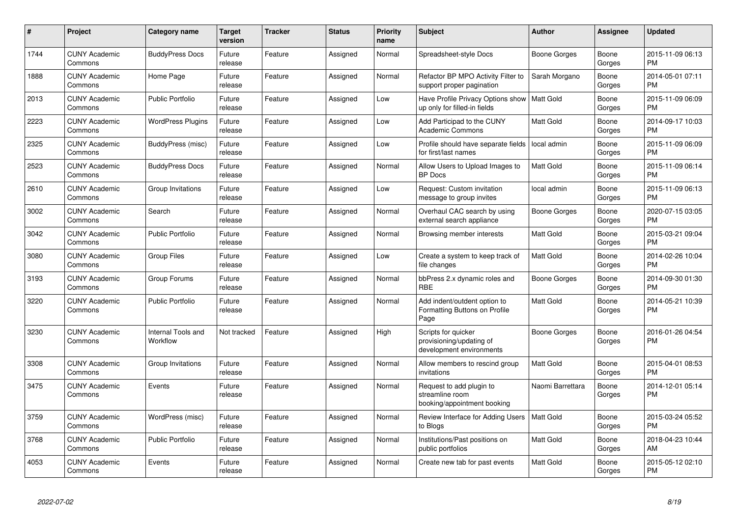| # | Project | Category name | Target version | Tracker | Status | Priority name | Subject | Author | Assignee | Updated |
|---|---|---|---|---|---|---|---|---|---|---|
| 1744 | CUNY Academic Commons | BuddyPress Docs | Future release | Feature | Assigned | Normal | Spreadsheet-style Docs | Boone Gorges | Boone Gorges | 2015-11-09 06:13 PM |
| 1888 | CUNY Academic Commons | Home Page | Future release | Feature | Assigned | Normal | Refactor BP MPO Activity Filter to support proper pagination | Sarah Morgano | Boone Gorges | 2014-05-01 07:11 PM |
| 2013 | CUNY Academic Commons | Public Portfolio | Future release | Feature | Assigned | Low | Have Profile Privacy Options show up only for filled-in fields | Matt Gold | Boone Gorges | 2015-11-09 06:09 PM |
| 2223 | CUNY Academic Commons | WordPress Plugins | Future release | Feature | Assigned | Low | Add Participad to the CUNY Academic Commons | Matt Gold | Boone Gorges | 2014-09-17 10:03 PM |
| 2325 | CUNY Academic Commons | BuddyPress (misc) | Future release | Feature | Assigned | Low | Profile should have separate fields for first/last names | local admin | Boone Gorges | 2015-11-09 06:09 PM |
| 2523 | CUNY Academic Commons | BuddyPress Docs | Future release | Feature | Assigned | Normal | Allow Users to Upload Images to BP Docs | Matt Gold | Boone Gorges | 2015-11-09 06:14 PM |
| 2610 | CUNY Academic Commons | Group Invitations | Future release | Feature | Assigned | Low | Request: Custom invitation message to group invites | local admin | Boone Gorges | 2015-11-09 06:13 PM |
| 3002 | CUNY Academic Commons | Search | Future release | Feature | Assigned | Normal | Overhaul CAC search by using external search appliance | Boone Gorges | Boone Gorges | 2020-07-15 03:05 PM |
| 3042 | CUNY Academic Commons | Public Portfolio | Future release | Feature | Assigned | Normal | Browsing member interests | Matt Gold | Boone Gorges | 2015-03-21 09:04 PM |
| 3080 | CUNY Academic Commons | Group Files | Future release | Feature | Assigned | Low | Create a system to keep track of file changes | Matt Gold | Boone Gorges | 2014-02-26 10:04 PM |
| 3193 | CUNY Academic Commons | Group Forums | Future release | Feature | Assigned | Normal | bbPress 2.x dynamic roles and RBE | Boone Gorges | Boone Gorges | 2014-09-30 01:30 PM |
| 3220 | CUNY Academic Commons | Public Portfolio | Future release | Feature | Assigned | Normal | Add indent/outdent option to Formatting Buttons on Profile Page | Matt Gold | Boone Gorges | 2014-05-21 10:39 PM |
| 3230 | CUNY Academic Commons | Internal Tools and Workflow | Not tracked | Feature | Assigned | High | Scripts for quicker provisioning/updating of development environments | Boone Gorges | Boone Gorges | 2016-01-26 04:54 PM |
| 3308 | CUNY Academic Commons | Group Invitations | Future release | Feature | Assigned | Normal | Allow members to rescind group invitations | Matt Gold | Boone Gorges | 2015-04-01 08:53 PM |
| 3475 | CUNY Academic Commons | Events | Future release | Feature | Assigned | Normal | Request to add plugin to streamline room booking/appointment booking | Naomi Barrettara | Boone Gorges | 2014-12-01 05:14 PM |
| 3759 | CUNY Academic Commons | WordPress (misc) | Future release | Feature | Assigned | Normal | Review Interface for Adding Users to Blogs | Matt Gold | Boone Gorges | 2015-03-24 05:52 PM |
| 3768 | CUNY Academic Commons | Public Portfolio | Future release | Feature | Assigned | Normal | Institutions/Past positions on public portfolios | Matt Gold | Boone Gorges | 2018-04-23 10:44 AM |
| 4053 | CUNY Academic Commons | Events | Future release | Feature | Assigned | Normal | Create new tab for past events | Matt Gold | Boone Gorges | 2015-05-12 02:10 PM |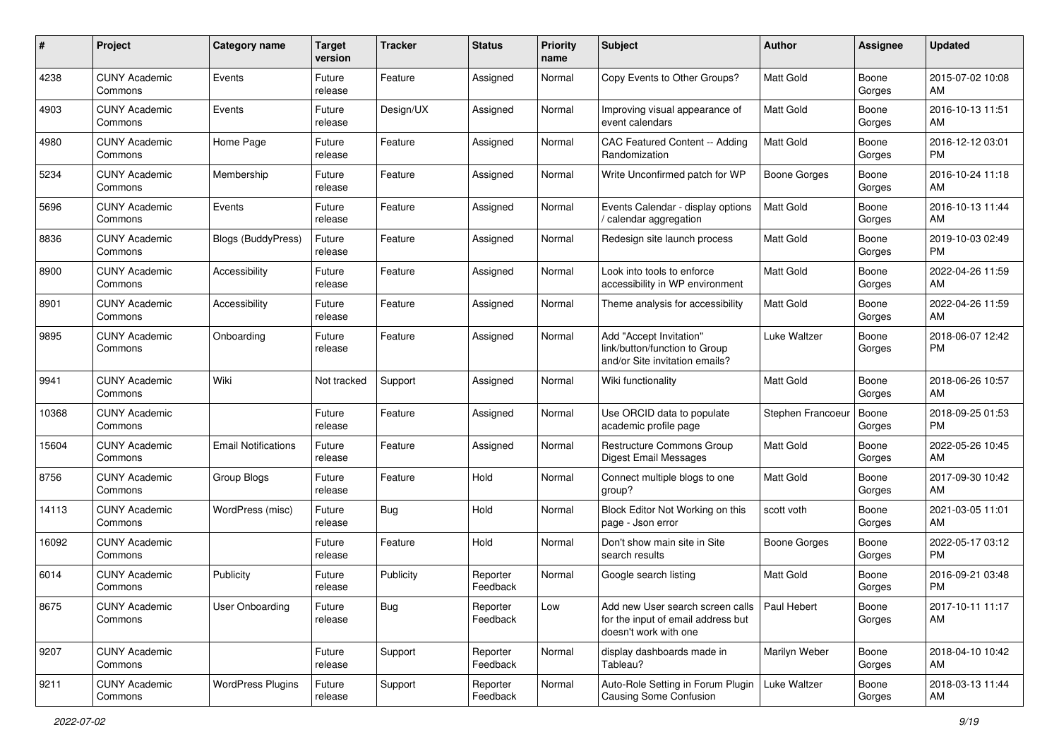| # | Project | Category name | Target version | Tracker | Status | Priority name | Subject | Author | Assignee | Updated |
|---|---|---|---|---|---|---|---|---|---|---|
| 4238 | CUNY Academic Commons | Events | Future release | Feature | Assigned | Normal | Copy Events to Other Groups? | Matt Gold | Boone Gorges | 2015-07-02 10:08 AM |
| 4903 | CUNY Academic Commons | Events | Future release | Design/UX | Assigned | Normal | Improving visual appearance of event calendars | Matt Gold | Boone Gorges | 2016-10-13 11:51 AM |
| 4980 | CUNY Academic Commons | Home Page | Future release | Feature | Assigned | Normal | CAC Featured Content -- Adding Randomization | Matt Gold | Boone Gorges | 2016-12-12 03:01 PM |
| 5234 | CUNY Academic Commons | Membership | Future release | Feature | Assigned | Normal | Write Unconfirmed patch for WP | Boone Gorges | Boone Gorges | 2016-10-24 11:18 AM |
| 5696 | CUNY Academic Commons | Events | Future release | Feature | Assigned | Normal | Events Calendar - display options / calendar aggregation | Matt Gold | Boone Gorges | 2016-10-13 11:44 AM |
| 8836 | CUNY Academic Commons | Blogs (BuddyPress) | Future release | Feature | Assigned | Normal | Redesign site launch process | Matt Gold | Boone Gorges | 2019-10-03 02:49 PM |
| 8900 | CUNY Academic Commons | Accessibility | Future release | Feature | Assigned | Normal | Look into tools to enforce accessibility in WP environment | Matt Gold | Boone Gorges | 2022-04-26 11:59 AM |
| 8901 | CUNY Academic Commons | Accessibility | Future release | Feature | Assigned | Normal | Theme analysis for accessibility | Matt Gold | Boone Gorges | 2022-04-26 11:59 AM |
| 9895 | CUNY Academic Commons | Onboarding | Future release | Feature | Assigned | Normal | Add "Accept Invitation" link/button/function to Group and/or Site invitation emails? | Luke Waltzer | Boone Gorges | 2018-06-07 12:42 PM |
| 9941 | CUNY Academic Commons | Wiki | Not tracked | Support | Assigned | Normal | Wiki functionality | Matt Gold | Boone Gorges | 2018-06-26 10:57 AM |
| 10368 | CUNY Academic Commons | | Future release | Feature | Assigned | Normal | Use ORCID data to populate academic profile page | Stephen Francoeur | Boone Gorges | 2018-09-25 01:53 PM |
| 15604 | CUNY Academic Commons | Email Notifications | Future release | Feature | Assigned | Normal | Restructure Commons Group Digest Email Messages | Matt Gold | Boone Gorges | 2022-05-26 10:45 AM |
| 8756 | CUNY Academic Commons | Group Blogs | Future release | Feature | Hold | Normal | Connect multiple blogs to one group? | Matt Gold | Boone Gorges | 2017-09-30 10:42 AM |
| 14113 | CUNY Academic Commons | WordPress (misc) | Future release | Bug | Hold | Normal | Block Editor Not Working on this page - Json error | scott voth | Boone Gorges | 2021-03-05 11:01 AM |
| 16092 | CUNY Academic Commons | | Future release | Feature | Hold | Normal | Don't show main site in Site search results | Boone Gorges | Boone Gorges | 2022-05-17 03:12 PM |
| 6014 | CUNY Academic Commons | Publicity | Future release | Publicity | Reporter Feedback | Normal | Google search listing | Matt Gold | Boone Gorges | 2016-09-21 03:48 PM |
| 8675 | CUNY Academic Commons | User Onboarding | Future release | Bug | Reporter Feedback | Low | Add new User search screen calls for the input of email address but doesn't work with one | Paul Hebert | Boone Gorges | 2017-10-11 11:17 AM |
| 9207 | CUNY Academic Commons | | Future release | Support | Reporter Feedback | Normal | display dashboards made in Tableau? | Marilyn Weber | Boone Gorges | 2018-04-10 10:42 AM |
| 9211 | CUNY Academic Commons | WordPress Plugins | Future release | Support | Reporter Feedback | Normal | Auto-Role Setting in Forum Plugin Causing Some Confusion | Luke Waltzer | Boone Gorges | 2018-03-13 11:44 AM |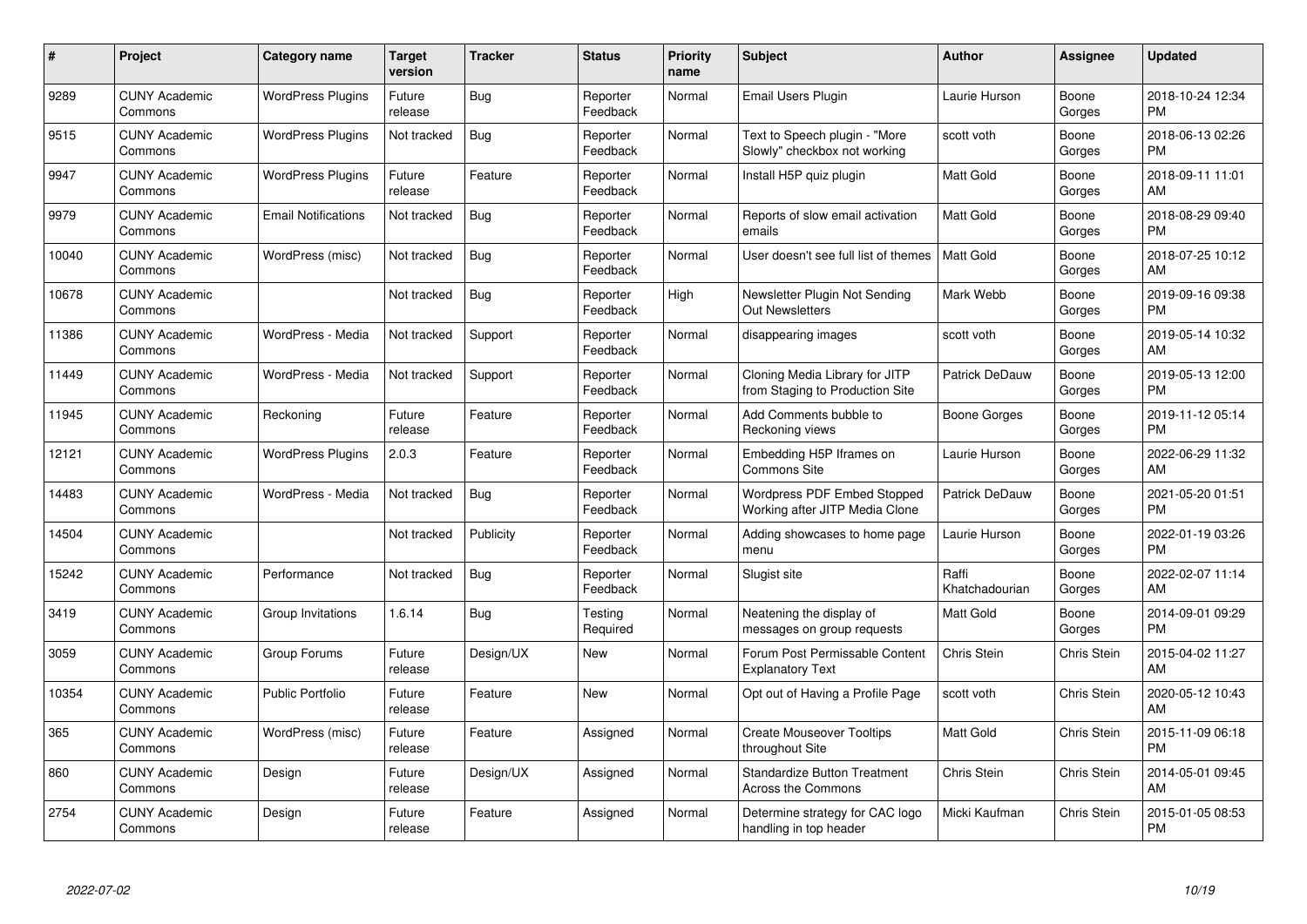| # | Project | Category name | Target version | Tracker | Status | Priority name | Subject | Author | Assignee | Updated |
|---|---|---|---|---|---|---|---|---|---|---|
| 9289 | CUNY Academic Commons | WordPress Plugins | Future release | Bug | Reporter Feedback | Normal | Email Users Plugin | Laurie Hurson | Boone Gorges | 2018-10-24 12:34 PM |
| 9515 | CUNY Academic Commons | WordPress Plugins | Not tracked | Bug | Reporter Feedback | Normal | Text to Speech plugin - "More Slowly" checkbox not working | scott voth | Boone Gorges | 2018-06-13 02:26 PM |
| 9947 | CUNY Academic Commons | WordPress Plugins | Future release | Feature | Reporter Feedback | Normal | Install H5P quiz plugin | Matt Gold | Boone Gorges | 2018-09-11 11:01 AM |
| 9979 | CUNY Academic Commons | Email Notifications | Not tracked | Bug | Reporter Feedback | Normal | Reports of slow email activation emails | Matt Gold | Boone Gorges | 2018-08-29 09:40 PM |
| 10040 | CUNY Academic Commons | WordPress (misc) | Not tracked | Bug | Reporter Feedback | Normal | User doesn't see full list of themes | Matt Gold | Boone Gorges | 2018-07-25 10:12 AM |
| 10678 | CUNY Academic Commons | | Not tracked | Bug | Reporter Feedback | High | Newsletter Plugin Not Sending Out Newsletters | Mark Webb | Boone Gorges | 2019-09-16 09:38 PM |
| 11386 | CUNY Academic Commons | WordPress - Media | Not tracked | Support | Reporter Feedback | Normal | disappearing images | scott voth | Boone Gorges | 2019-05-14 10:32 AM |
| 11449 | CUNY Academic Commons | WordPress - Media | Not tracked | Support | Reporter Feedback | Normal | Cloning Media Library for JITP from Staging to Production Site | Patrick DeDauw | Boone Gorges | 2019-05-13 12:00 PM |
| 11945 | CUNY Academic Commons | Reckoning | Future release | Feature | Reporter Feedback | Normal | Add Comments bubble to Reckoning views | Boone Gorges | Boone Gorges | 2019-11-12 05:14 PM |
| 12121 | CUNY Academic Commons | WordPress Plugins | 2.0.3 | Feature | Reporter Feedback | Normal | Embedding H5P Iframes on Commons Site | Laurie Hurson | Boone Gorges | 2022-06-29 11:32 AM |
| 14483 | CUNY Academic Commons | WordPress - Media | Not tracked | Bug | Reporter Feedback | Normal | Wordpress PDF Embed Stopped Working after JITP Media Clone | Patrick DeDauw | Boone Gorges | 2021-05-20 01:51 PM |
| 14504 | CUNY Academic Commons | | Not tracked | Publicity | Reporter Feedback | Normal | Adding showcases to home page menu | Laurie Hurson | Boone Gorges | 2022-01-19 03:26 PM |
| 15242 | CUNY Academic Commons | Performance | Not tracked | Bug | Reporter Feedback | Normal | Slugist site | Raffi Khatchadourian | Boone Gorges | 2022-02-07 11:14 AM |
| 3419 | CUNY Academic Commons | Group Invitations | 1.6.14 | Bug | Testing Required | Normal | Neatening the display of messages on group requests | Matt Gold | Boone Gorges | 2014-09-01 09:29 PM |
| 3059 | CUNY Academic Commons | Group Forums | Future release | Design/UX | New | Normal | Forum Post Permissable Content Explanatory Text | Chris Stein | Chris Stein | 2015-04-02 11:27 AM |
| 10354 | CUNY Academic Commons | Public Portfolio | Future release | Feature | New | Normal | Opt out of Having a Profile Page | scott voth | Chris Stein | 2020-05-12 10:43 AM |
| 365 | CUNY Academic Commons | WordPress (misc) | Future release | Feature | Assigned | Normal | Create Mouseover Tooltips throughout Site | Matt Gold | Chris Stein | 2015-11-09 06:18 PM |
| 860 | CUNY Academic Commons | Design | Future release | Design/UX | Assigned | Normal | Standardize Button Treatment Across the Commons | Chris Stein | Chris Stein | 2014-05-01 09:45 AM |
| 2754 | CUNY Academic Commons | Design | Future release | Feature | Assigned | Normal | Determine strategy for CAC logo handling in top header | Micki Kaufman | Chris Stein | 2015-01-05 08:53 PM |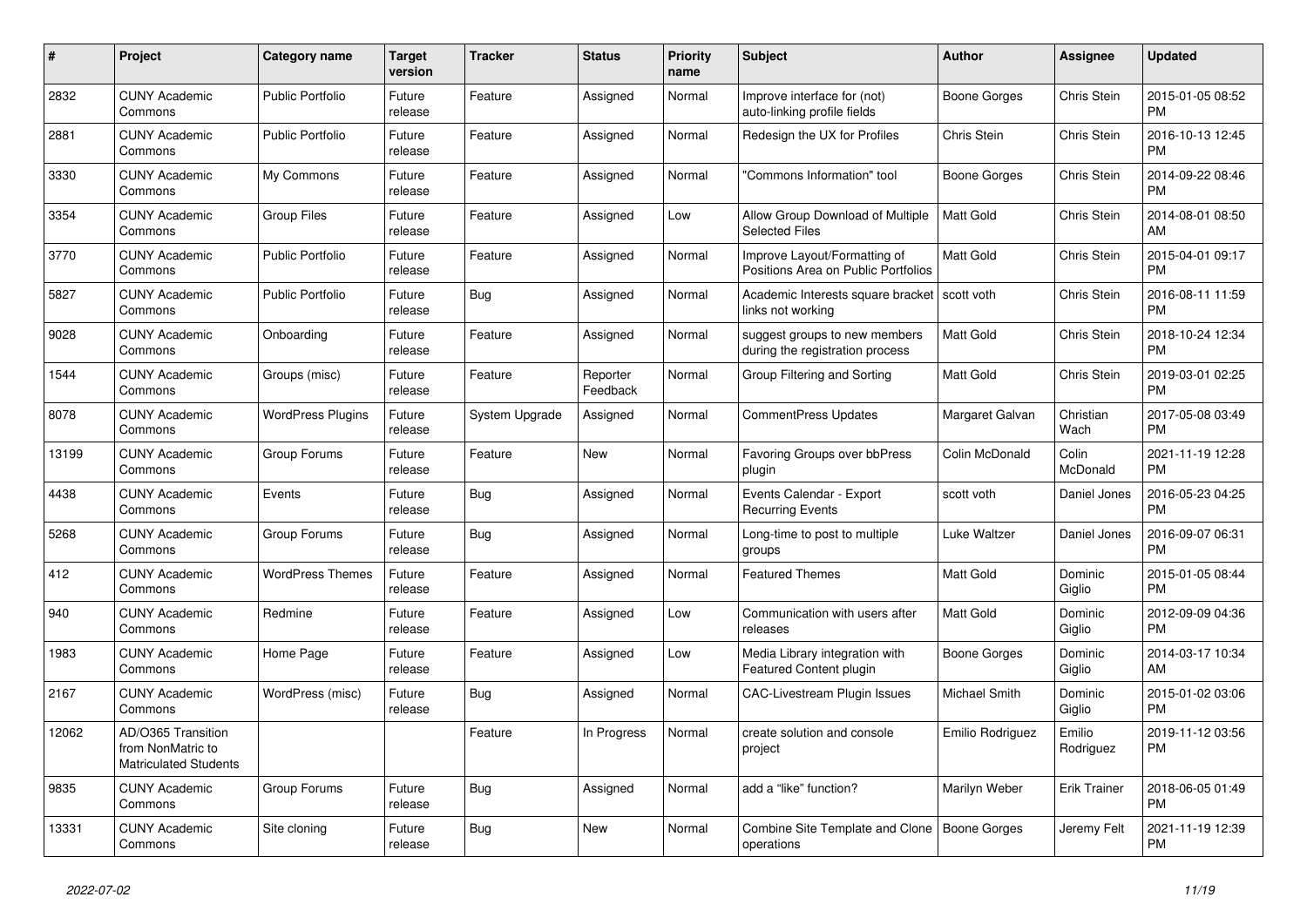| # | Project | Category name | Target version | Tracker | Status | Priority name | Subject | Author | Assignee | Updated |
|---|---|---|---|---|---|---|---|---|---|---|
| 2832 | CUNY Academic Commons | Public Portfolio | Future release | Feature | Assigned | Normal | Improve interface for (not) auto-linking profile fields | Boone Gorges | Chris Stein | 2015-01-05 08:52 PM |
| 2881 | CUNY Academic Commons | Public Portfolio | Future release | Feature | Assigned | Normal | Redesign the UX for Profiles | Chris Stein | Chris Stein | 2016-10-13 12:45 PM |
| 3330 | CUNY Academic Commons | My Commons | Future release | Feature | Assigned | Normal | "Commons Information" tool | Boone Gorges | Chris Stein | 2014-09-22 08:46 PM |
| 3354 | CUNY Academic Commons | Group Files | Future release | Feature | Assigned | Low | Allow Group Download of Multiple Selected Files | Matt Gold | Chris Stein | 2014-08-01 08:50 AM |
| 3770 | CUNY Academic Commons | Public Portfolio | Future release | Feature | Assigned | Normal | Improve Layout/Formatting of Positions Area on Public Portfolios | Matt Gold | Chris Stein | 2015-04-01 09:17 PM |
| 5827 | CUNY Academic Commons | Public Portfolio | Future release | Bug | Assigned | Normal | Academic Interests square bracket links not working | scott voth | Chris Stein | 2016-08-11 11:59 PM |
| 9028 | CUNY Academic Commons | Onboarding | Future release | Feature | Assigned | Normal | suggest groups to new members during the registration process | Matt Gold | Chris Stein | 2018-10-24 12:34 PM |
| 1544 | CUNY Academic Commons | Groups (misc) | Future release | Feature | Reporter Feedback | Normal | Group Filtering and Sorting | Matt Gold | Chris Stein | 2019-03-01 02:25 PM |
| 8078 | CUNY Academic Commons | WordPress Plugins | Future release | System Upgrade | Assigned | Normal | CommentPress Updates | Margaret Galvan | Christian Wach | 2017-05-08 03:49 PM |
| 13199 | CUNY Academic Commons | Group Forums | Future release | Feature | New | Normal | Favoring Groups over bbPress plugin | Colin McDonald | Colin McDonald | 2021-11-19 12:28 PM |
| 4438 | CUNY Academic Commons | Events | Future release | Bug | Assigned | Normal | Events Calendar - Export Recurring Events | scott voth | Daniel Jones | 2016-05-23 04:25 PM |
| 5268 | CUNY Academic Commons | Group Forums | Future release | Bug | Assigned | Normal | Long-time to post to multiple groups | Luke Waltzer | Daniel Jones | 2016-09-07 06:31 PM |
| 412 | CUNY Academic Commons | WordPress Themes | Future release | Feature | Assigned | Normal | Featured Themes | Matt Gold | Dominic Giglio | 2015-01-05 08:44 PM |
| 940 | CUNY Academic Commons | Redmine | Future release | Feature | Assigned | Low | Communication with users after releases | Matt Gold | Dominic Giglio | 2012-09-09 04:36 PM |
| 1983 | CUNY Academic Commons | Home Page | Future release | Feature | Assigned | Low | Media Library integration with Featured Content plugin | Boone Gorges | Dominic Giglio | 2014-03-17 10:34 AM |
| 2167 | CUNY Academic Commons | WordPress (misc) | Future release | Bug | Assigned | Normal | CAC-Livestream Plugin Issues | Michael Smith | Dominic Giglio | 2015-01-02 03:06 PM |
| 12062 | AD/O365 Transition from NonMatric to Matriculated Students | | | Feature | In Progress | Normal | create solution and console project | Emilio Rodriguez | Emilio Rodriguez | 2019-11-12 03:56 PM |
| 9835 | CUNY Academic Commons | Group Forums | Future release | Bug | Assigned | Normal | add a "like" function? | Marilyn Weber | Erik Trainer | 2018-06-05 01:49 PM |
| 13331 | CUNY Academic Commons | Site cloning | Future release | Bug | New | Normal | Combine Site Template and Clone operations | Boone Gorges | Jeremy Felt | 2021-11-19 12:39 PM |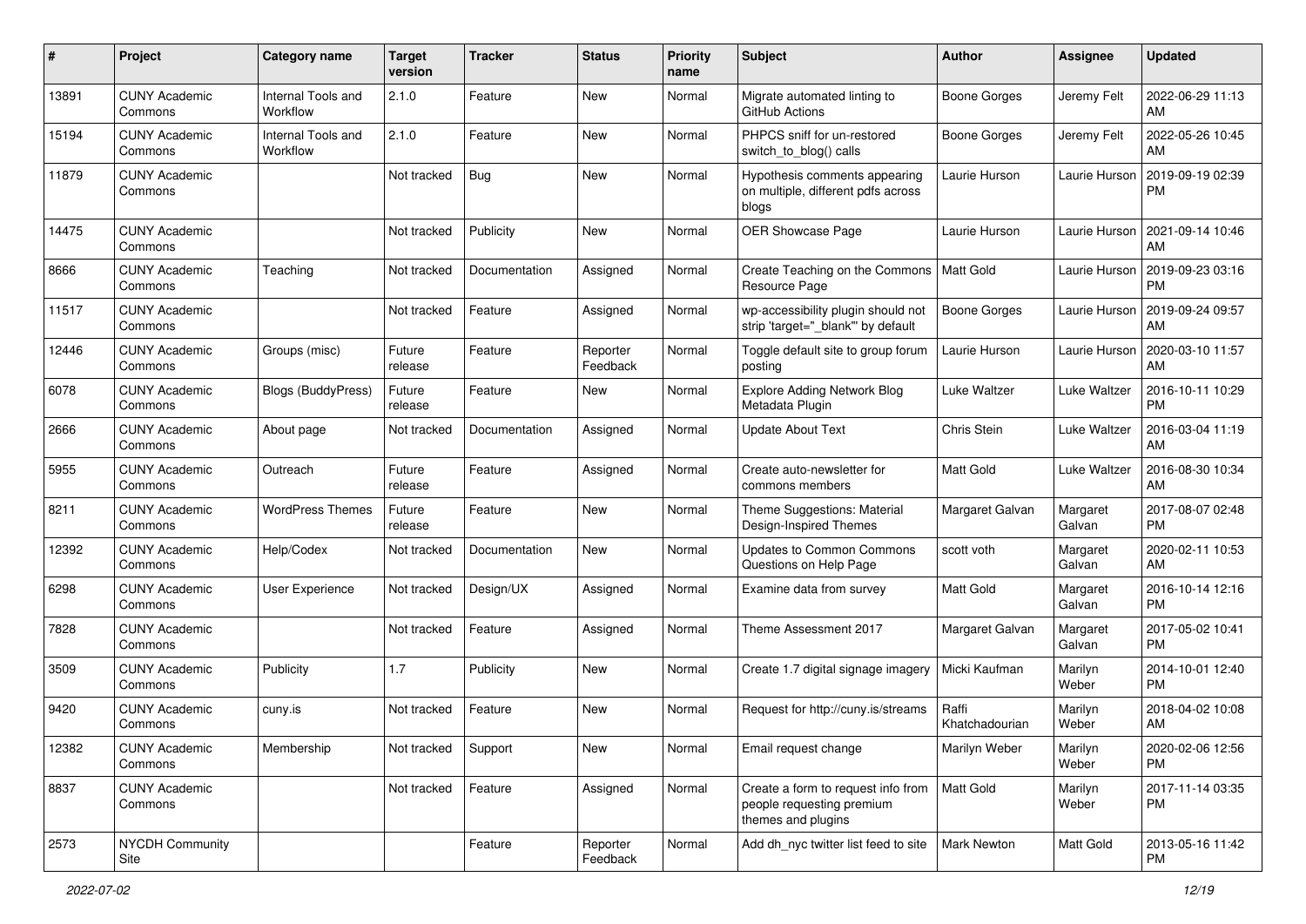| # | Project | Category name | Target version | Tracker | Status | Priority name | Subject | Author | Assignee | Updated |
|---|---|---|---|---|---|---|---|---|---|---|
| 13891 | CUNY Academic Commons | Internal Tools and Workflow | 2.1.0 | Feature | New | Normal | Migrate automated linting to GitHub Actions | Boone Gorges | Jeremy Felt | 2022-06-29 11:13 AM |
| 15194 | CUNY Academic Commons | Internal Tools and Workflow | 2.1.0 | Feature | New | Normal | PHPCS sniff for un-restored switch_to_blog() calls | Boone Gorges | Jeremy Felt | 2022-05-26 10:45 AM |
| 11879 | CUNY Academic Commons | | Not tracked | Bug | New | Normal | Hypothesis comments appearing on multiple, different pdfs across blogs | Laurie Hurson | Laurie Hurson | 2019-09-19 02:39 PM |
| 14475 | CUNY Academic Commons | | Not tracked | Publicity | New | Normal | OER Showcase Page | Laurie Hurson | Laurie Hurson | 2021-09-14 10:46 AM |
| 8666 | CUNY Academic Commons | Teaching | Not tracked | Documentation | Assigned | Normal | Create Teaching on the Commons Resource Page | Matt Gold | Laurie Hurson | 2019-09-23 03:16 PM |
| 11517 | CUNY Academic Commons | | Not tracked | Feature | Assigned | Normal | wp-accessibility plugin should not strip 'target="_blank"' by default | Boone Gorges | Laurie Hurson | 2019-09-24 09:57 AM |
| 12446 | CUNY Academic Commons | Groups (misc) | Future release | Feature | Reporter Feedback | Normal | Toggle default site to group forum posting | Laurie Hurson | Laurie Hurson | 2020-03-10 11:57 AM |
| 6078 | CUNY Academic Commons | Blogs (BuddyPress) | Future release | Feature | New | Normal | Explore Adding Network Blog Metadata Plugin | Luke Waltzer | Luke Waltzer | 2016-10-11 10:29 PM |
| 2666 | CUNY Academic Commons | About page | Not tracked | Documentation | Assigned | Normal | Update About Text | Chris Stein | Luke Waltzer | 2016-03-04 11:19 AM |
| 5955 | CUNY Academic Commons | Outreach | Future release | Feature | Assigned | Normal | Create auto-newsletter for commons members | Matt Gold | Luke Waltzer | 2016-08-30 10:34 AM |
| 8211 | CUNY Academic Commons | WordPress Themes | Future release | Feature | New | Normal | Theme Suggestions: Material Design-Inspired Themes | Margaret Galvan | Margaret Galvan | 2017-08-07 02:48 PM |
| 12392 | CUNY Academic Commons | Help/Codex | Not tracked | Documentation | New | Normal | Updates to Common Commons Questions on Help Page | scott voth | Margaret Galvan | 2020-02-11 10:53 AM |
| 6298 | CUNY Academic Commons | User Experience | Not tracked | Design/UX | Assigned | Normal | Examine data from survey | Matt Gold | Margaret Galvan | 2016-10-14 12:16 PM |
| 7828 | CUNY Academic Commons | | Not tracked | Feature | Assigned | Normal | Theme Assessment 2017 | Margaret Galvan | Margaret Galvan | 2017-05-02 10:41 PM |
| 3509 | CUNY Academic Commons | Publicity | 1.7 | Publicity | New | Normal | Create 1.7 digital signage imagery | Micki Kaufman | Marilyn Weber | 2014-10-01 12:40 PM |
| 9420 | CUNY Academic Commons | cuny.is | Not tracked | Feature | New | Normal | Request for http://cuny.is/streams | Raffi Khatchadourian | Marilyn Weber | 2018-04-02 10:08 AM |
| 12382 | CUNY Academic Commons | Membership | Not tracked | Support | New | Normal | Email request change | Marilyn Weber | Marilyn Weber | 2020-02-06 12:56 PM |
| 8837 | CUNY Academic Commons | | Not tracked | Feature | Assigned | Normal | Create a form to request info from people requesting premium themes and plugins | Matt Gold | Marilyn Weber | 2017-11-14 03:35 PM |
| 2573 | NYCDH Community Site | | | Feature | Reporter Feedback | Normal | Add dh_nyc twitter list feed to site | Mark Newton | Matt Gold | 2013-05-16 11:42 PM |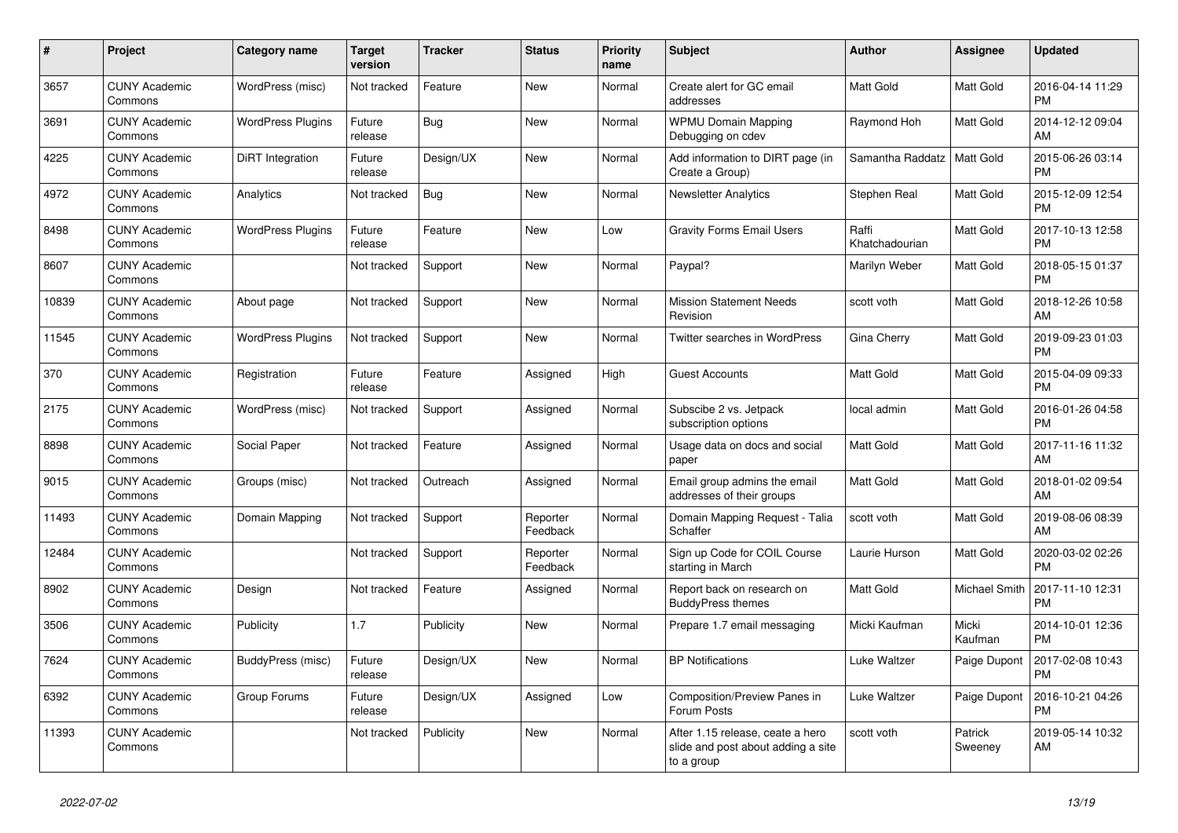| # | Project | Category name | Target version | Tracker | Status | Priority name | Subject | Author | Assignee | Updated |
|---|---|---|---|---|---|---|---|---|---|---|
| 3657 | CUNY Academic Commons | WordPress (misc) | Not tracked | Feature | New | Normal | Create alert for GC email addresses | Matt Gold | Matt Gold | 2016-04-14 11:29 PM |
| 3691 | CUNY Academic Commons | WordPress Plugins | Future release | Bug | New | Normal | WPMU Domain Mapping Debugging on cdev | Raymond Hoh | Matt Gold | 2014-12-12 09:04 AM |
| 4225 | CUNY Academic Commons | DiRT Integration | Future release | Design/UX | New | Normal | Add information to DIRT page (in Create a Group) | Samantha Raddatz | Matt Gold | 2015-06-26 03:14 PM |
| 4972 | CUNY Academic Commons | Analytics | Not tracked | Bug | New | Normal | Newsletter Analytics | Stephen Real | Matt Gold | 2015-12-09 12:54 PM |
| 8498 | CUNY Academic Commons | WordPress Plugins | Future release | Feature | New | Low | Gravity Forms Email Users | Raffi Khatchadourian | Matt Gold | 2017-10-13 12:58 PM |
| 8607 | CUNY Academic Commons | | Not tracked | Support | New | Normal | Paypal? | Marilyn Weber | Matt Gold | 2018-05-15 01:37 PM |
| 10839 | CUNY Academic Commons | About page | Not tracked | Support | New | Normal | Mission Statement Needs Revision | scott voth | Matt Gold | 2018-12-26 10:58 AM |
| 11545 | CUNY Academic Commons | WordPress Plugins | Not tracked | Support | New | Normal | Twitter searches in WordPress | Gina Cherry | Matt Gold | 2019-09-23 01:03 PM |
| 370 | CUNY Academic Commons | Registration | Future release | Feature | Assigned | High | Guest Accounts | Matt Gold | Matt Gold | 2015-04-09 09:33 PM |
| 2175 | CUNY Academic Commons | WordPress (misc) | Not tracked | Support | Assigned | Normal | Subscibe 2 vs. Jetpack subscription options | local admin | Matt Gold | 2016-01-26 04:58 PM |
| 8898 | CUNY Academic Commons | Social Paper | Not tracked | Feature | Assigned | Normal | Usage data on docs and social paper | Matt Gold | Matt Gold | 2017-11-16 11:32 AM |
| 9015 | CUNY Academic Commons | Groups (misc) | Not tracked | Outreach | Assigned | Normal | Email group admins the email addresses of their groups | Matt Gold | Matt Gold | 2018-01-02 09:54 AM |
| 11493 | CUNY Academic Commons | Domain Mapping | Not tracked | Support | Reporter Feedback | Normal | Domain Mapping Request - Talia Schaffer | scott voth | Matt Gold | 2019-08-06 08:39 AM |
| 12484 | CUNY Academic Commons | | Not tracked | Support | Reporter Feedback | Normal | Sign up Code for COIL Course starting in March | Laurie Hurson | Matt Gold | 2020-03-02 02:26 PM |
| 8902 | CUNY Academic Commons | Design | Not tracked | Feature | Assigned | Normal | Report back on research on BuddyPress themes | Matt Gold | Michael Smith | 2017-11-10 12:31 PM |
| 3506 | CUNY Academic Commons | Publicity | 1.7 | Publicity | New | Normal | Prepare 1.7 email messaging | Micki Kaufman | Micki Kaufman | 2014-10-01 12:36 PM |
| 7624 | CUNY Academic Commons | BuddyPress (misc) | Future release | Design/UX | New | Normal | BP Notifications | Luke Waltzer | Paige Dupont | 2017-02-08 10:43 PM |
| 6392 | CUNY Academic Commons | Group Forums | Future release | Design/UX | Assigned | Low | Composition/Preview Panes in Forum Posts | Luke Waltzer | Paige Dupont | 2016-10-21 04:26 PM |
| 11393 | CUNY Academic Commons | | Not tracked | Publicity | New | Normal | After 1.15 release, ceate a hero slide and post about adding a site to a group | scott voth | Patrick Sweeney | 2019-05-14 10:32 AM |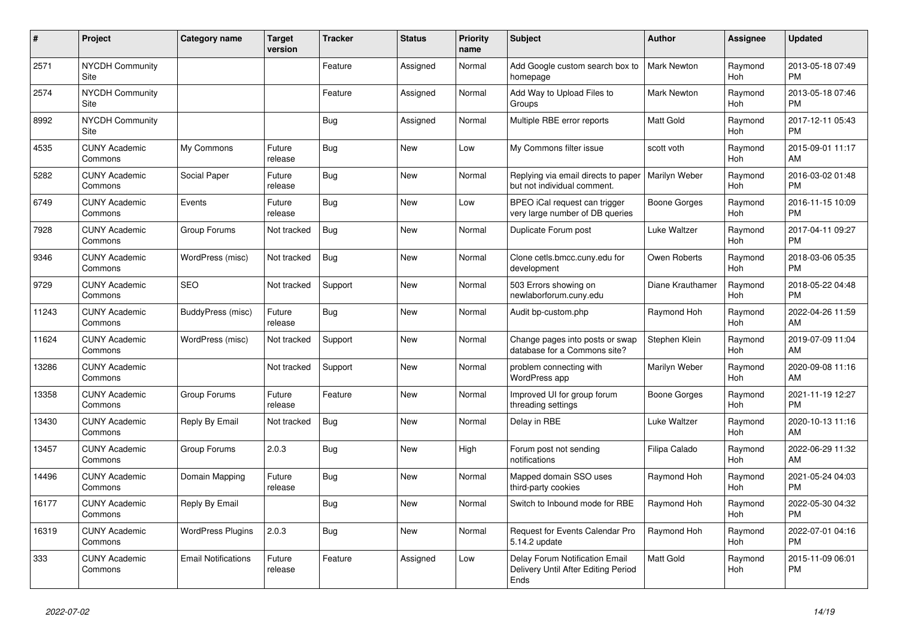| # | Project | Category name | Target version | Tracker | Status | Priority name | Subject | Author | Assignee | Updated |
|---|---|---|---|---|---|---|---|---|---|---|
| 2571 | NYCDH Community Site | | | Feature | Assigned | Normal | Add Google custom search box to homepage | Mark Newton | Raymond Hoh | 2013-05-18 07:49 PM |
| 2574 | NYCDH Community Site | | | Feature | Assigned | Normal | Add Way to Upload Files to Groups | Mark Newton | Raymond Hoh | 2013-05-18 07:46 PM |
| 8992 | NYCDH Community Site | | | Bug | Assigned | Normal | Multiple RBE error reports | Matt Gold | Raymond Hoh | 2017-12-11 05:43 PM |
| 4535 | CUNY Academic Commons | My Commons | Future release | Bug | New | Low | My Commons filter issue | scott voth | Raymond Hoh | 2015-09-01 11:17 AM |
| 5282 | CUNY Academic Commons | Social Paper | Future release | Bug | New | Normal | Replying via email directs to paper but not individual comment. | Marilyn Weber | Raymond Hoh | 2016-03-02 01:48 PM |
| 6749 | CUNY Academic Commons | Events | Future release | Bug | New | Low | BPEO iCal request can trigger very large number of DB queries | Boone Gorges | Raymond Hoh | 2016-11-15 10:09 PM |
| 7928 | CUNY Academic Commons | Group Forums | Not tracked | Bug | New | Normal | Duplicate Forum post | Luke Waltzer | Raymond Hoh | 2017-04-11 09:27 PM |
| 9346 | CUNY Academic Commons | WordPress (misc) | Not tracked | Bug | New | Normal | Clone cetls.bmcc.cuny.edu for development | Owen Roberts | Raymond Hoh | 2018-03-06 05:35 PM |
| 9729 | CUNY Academic Commons | SEO | Not tracked | Support | New | Normal | 503 Errors showing on newlaborforum.cuny.edu | Diane Krauthamer | Raymond Hoh | 2018-05-22 04:48 PM |
| 11243 | CUNY Academic Commons | BuddyPress (misc) | Future release | Bug | New | Normal | Audit bp-custom.php | Raymond Hoh | Raymond Hoh | 2022-04-26 11:59 AM |
| 11624 | CUNY Academic Commons | WordPress (misc) | Not tracked | Support | New | Normal | Change pages into posts or swap database for a Commons site? | Stephen Klein | Raymond Hoh | 2019-07-09 11:04 AM |
| 13286 | CUNY Academic Commons | | Not tracked | Support | New | Normal | problem connecting with WordPress app | Marilyn Weber | Raymond Hoh | 2020-09-08 11:16 AM |
| 13358 | CUNY Academic Commons | Group Forums | Future release | Feature | New | Normal | Improved UI for group forum threading settings | Boone Gorges | Raymond Hoh | 2021-11-19 12:27 PM |
| 13430 | CUNY Academic Commons | Reply By Email | Not tracked | Bug | New | Normal | Delay in RBE | Luke Waltzer | Raymond Hoh | 2020-10-13 11:16 AM |
| 13457 | CUNY Academic Commons | Group Forums | 2.0.3 | Bug | New | High | Forum post not sending notifications | Filipa Calado | Raymond Hoh | 2022-06-29 11:32 AM |
| 14496 | CUNY Academic Commons | Domain Mapping | Future release | Bug | New | Normal | Mapped domain SSO uses third-party cookies | Raymond Hoh | Raymond Hoh | 2021-05-24 04:03 PM |
| 16177 | CUNY Academic Commons | Reply By Email | | Bug | New | Normal | Switch to Inbound mode for RBE | Raymond Hoh | Raymond Hoh | 2022-05-30 04:32 PM |
| 16319 | CUNY Academic Commons | WordPress Plugins | 2.0.3 | Bug | New | Normal | Request for Events Calendar Pro 5.14.2 update | Raymond Hoh | Raymond Hoh | 2022-07-01 04:16 PM |
| 333 | CUNY Academic Commons | Email Notifications | Future release | Feature | Assigned | Low | Delay Forum Notification Email Delivery Until After Editing Period Ends | Matt Gold | Raymond Hoh | 2015-11-09 06:01 PM |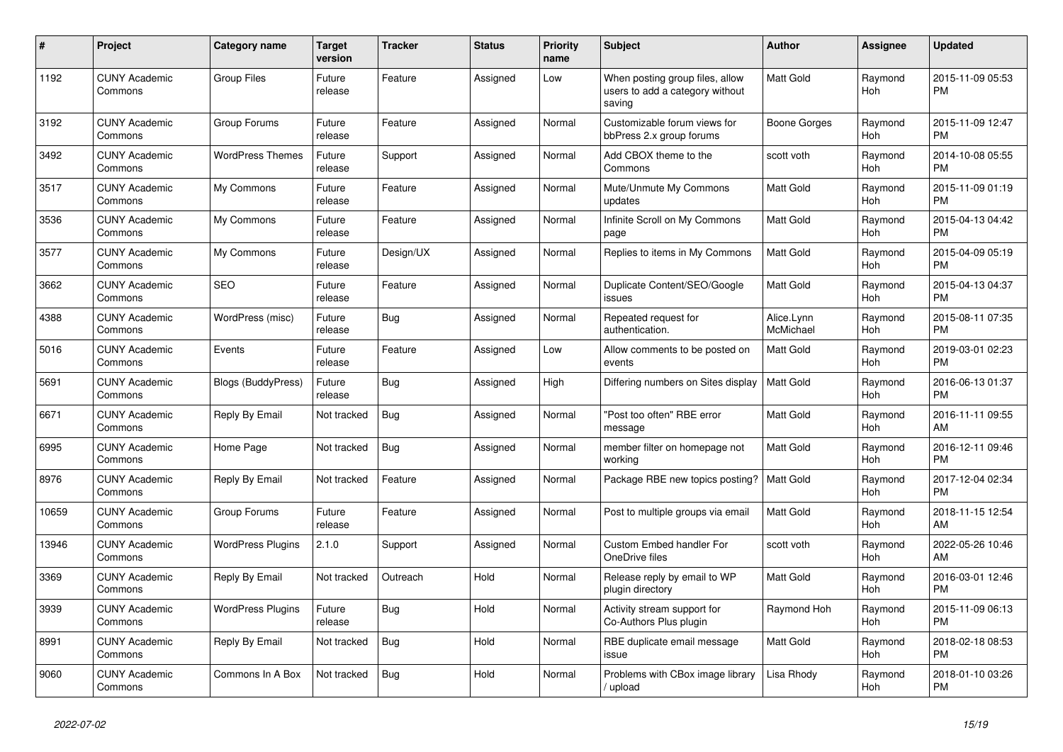| # | Project | Category name | Target version | Tracker | Status | Priority name | Subject | Author | Assignee | Updated |
|---|---|---|---|---|---|---|---|---|---|---|
| 1192 | CUNY Academic Commons | Group Files | Future release | Feature | Assigned | Low | When posting group files, allow users to add a category without saving | Matt Gold | Raymond Hoh | 2015-11-09 05:53 PM |
| 3192 | CUNY Academic Commons | Group Forums | Future release | Feature | Assigned | Normal | Customizable forum views for bbPress 2.x group forums | Boone Gorges | Raymond Hoh | 2015-11-09 12:47 PM |
| 3492 | CUNY Academic Commons | WordPress Themes | Future release | Support | Assigned | Normal | Add CBOX theme to the Commons | scott voth | Raymond Hoh | 2014-10-08 05:55 PM |
| 3517 | CUNY Academic Commons | My Commons | Future release | Feature | Assigned | Normal | Mute/Unmute My Commons updates | Matt Gold | Raymond Hoh | 2015-11-09 01:19 PM |
| 3536 | CUNY Academic Commons | My Commons | Future release | Feature | Assigned | Normal | Infinite Scroll on My Commons page | Matt Gold | Raymond Hoh | 2015-04-13 04:42 PM |
| 3577 | CUNY Academic Commons | My Commons | Future release | Design/UX | Assigned | Normal | Replies to items in My Commons | Matt Gold | Raymond Hoh | 2015-04-09 05:19 PM |
| 3662 | CUNY Academic Commons | SEO | Future release | Feature | Assigned | Normal | Duplicate Content/SEO/Google issues | Matt Gold | Raymond Hoh | 2015-04-13 04:37 PM |
| 4388 | CUNY Academic Commons | WordPress (misc) | Future release | Bug | Assigned | Normal | Repeated request for authentication. | Alice.Lynn McMichael | Raymond Hoh | 2015-08-11 07:35 PM |
| 5016 | CUNY Academic Commons | Events | Future release | Feature | Assigned | Low | Allow comments to be posted on events | Matt Gold | Raymond Hoh | 2019-03-01 02:23 PM |
| 5691 | CUNY Academic Commons | Blogs (BuddyPress) | Future release | Bug | Assigned | High | Differing numbers on Sites display | Matt Gold | Raymond Hoh | 2016-06-13 01:37 PM |
| 6671 | CUNY Academic Commons | Reply By Email | Not tracked | Bug | Assigned | Normal | "Post too often" RBE error message | Matt Gold | Raymond Hoh | 2016-11-11 09:55 AM |
| 6995 | CUNY Academic Commons | Home Page | Not tracked | Bug | Assigned | Normal | member filter on homepage not working | Matt Gold | Raymond Hoh | 2016-12-11 09:46 PM |
| 8976 | CUNY Academic Commons | Reply By Email | Not tracked | Feature | Assigned | Normal | Package RBE new topics posting? | Matt Gold | Raymond Hoh | 2017-12-04 02:34 PM |
| 10659 | CUNY Academic Commons | Group Forums | Future release | Feature | Assigned | Normal | Post to multiple groups via email | Matt Gold | Raymond Hoh | 2018-11-15 12:54 AM |
| 13946 | CUNY Academic Commons | WordPress Plugins | 2.1.0 | Support | Assigned | Normal | Custom Embed handler For OneDrive files | scott voth | Raymond Hoh | 2022-05-26 10:46 AM |
| 3369 | CUNY Academic Commons | Reply By Email | Not tracked | Outreach | Hold | Normal | Release reply by email to WP plugin directory | Matt Gold | Raymond Hoh | 2016-03-01 12:46 PM |
| 3939 | CUNY Academic Commons | WordPress Plugins | Future release | Bug | Hold | Normal | Activity stream support for Co-Authors Plus plugin | Raymond Hoh | Raymond Hoh | 2015-11-09 06:13 PM |
| 8991 | CUNY Academic Commons | Reply By Email | Not tracked | Bug | Hold | Normal | RBE duplicate email message issue | Matt Gold | Raymond Hoh | 2018-02-18 08:53 PM |
| 9060 | CUNY Academic Commons | Commons In A Box | Not tracked | Bug | Hold | Normal | Problems with CBox image library / upload | Lisa Rhody | Raymond Hoh | 2018-01-10 03:26 PM |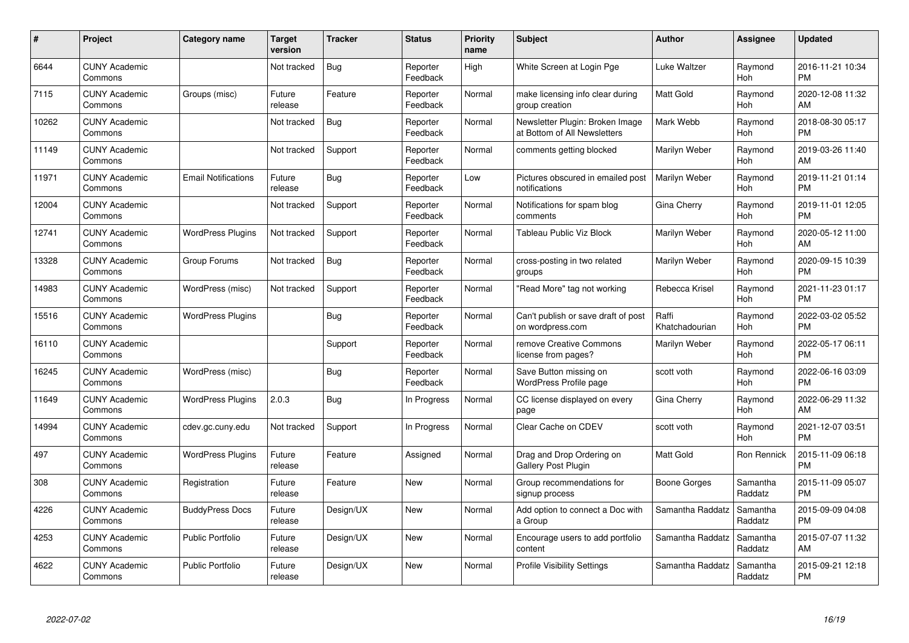| # | Project | Category name | Target version | Tracker | Status | Priority name | Subject | Author | Assignee | Updated |
|---|---|---|---|---|---|---|---|---|---|---|
| 6644 | CUNY Academic Commons | | Not tracked | Bug | Reporter Feedback | High | White Screen at Login Pge | Luke Waltzer | Raymond Hoh | 2016-11-21 10:34 PM |
| 7115 | CUNY Academic Commons | Groups (misc) | Future release | Feature | Reporter Feedback | Normal | make licensing info clear during group creation | Matt Gold | Raymond Hoh | 2020-12-08 11:32 AM |
| 10262 | CUNY Academic Commons | | Not tracked | Bug | Reporter Feedback | Normal | Newsletter Plugin: Broken Image at Bottom of All Newsletters | Mark Webb | Raymond Hoh | 2018-08-30 05:17 PM |
| 11149 | CUNY Academic Commons | | Not tracked | Support | Reporter Feedback | Normal | comments getting blocked | Marilyn Weber | Raymond Hoh | 2019-03-26 11:40 AM |
| 11971 | CUNY Academic Commons | Email Notifications | Future release | Bug | Reporter Feedback | Low | Pictures obscured in emailed post notifications | Marilyn Weber | Raymond Hoh | 2019-11-21 01:14 PM |
| 12004 | CUNY Academic Commons | | Not tracked | Support | Reporter Feedback | Normal | Notifications for spam blog comments | Gina Cherry | Raymond Hoh | 2019-11-01 12:05 PM |
| 12741 | CUNY Academic Commons | WordPress Plugins | Not tracked | Support | Reporter Feedback | Normal | Tableau Public Viz Block | Marilyn Weber | Raymond Hoh | 2020-05-12 11:00 AM |
| 13328 | CUNY Academic Commons | Group Forums | Not tracked | Bug | Reporter Feedback | Normal | cross-posting in two related groups | Marilyn Weber | Raymond Hoh | 2020-09-15 10:39 PM |
| 14983 | CUNY Academic Commons | WordPress (misc) | Not tracked | Support | Reporter Feedback | Normal | "Read More" tag not working | Rebecca Krisel | Raymond Hoh | 2021-11-23 01:17 PM |
| 15516 | CUNY Academic Commons | WordPress Plugins | | Bug | Reporter Feedback | Normal | Can't publish or save draft of post on wordpress.com | Raffi Khatchadourian | Raymond Hoh | 2022-03-02 05:52 PM |
| 16110 | CUNY Academic Commons | | | Support | Reporter Feedback | Normal | remove Creative Commons license from pages? | Marilyn Weber | Raymond Hoh | 2022-05-17 06:11 PM |
| 16245 | CUNY Academic Commons | WordPress (misc) | | Bug | Reporter Feedback | Normal | Save Button missing on WordPress Profile page | scott voth | Raymond Hoh | 2022-06-16 03:09 PM |
| 11649 | CUNY Academic Commons | WordPress Plugins | 2.0.3 | Bug | In Progress | Normal | CC license displayed on every page | Gina Cherry | Raymond Hoh | 2022-06-29 11:32 AM |
| 14994 | CUNY Academic Commons | cdev.gc.cuny.edu | Not tracked | Support | In Progress | Normal | Clear Cache on CDEV | scott voth | Raymond Hoh | 2021-12-07 03:51 PM |
| 497 | CUNY Academic Commons | WordPress Plugins | Future release | Feature | Assigned | Normal | Drag and Drop Ordering on Gallery Post Plugin | Matt Gold | Ron Rennick | 2015-11-09 06:18 PM |
| 308 | CUNY Academic Commons | Registration | Future release | Feature | New | Normal | Group recommendations for signup process | Boone Gorges | Samantha Raddatz | 2015-11-09 05:07 PM |
| 4226 | CUNY Academic Commons | BuddyPress Docs | Future release | Design/UX | New | Normal | Add option to connect a Doc with a Group | Samantha Raddatz | Samantha Raddatz | 2015-09-09 04:08 PM |
| 4253 | CUNY Academic Commons | Public Portfolio | Future release | Design/UX | New | Normal | Encourage users to add portfolio content | Samantha Raddatz | Samantha Raddatz | 2015-07-07 11:32 AM |
| 4622 | CUNY Academic Commons | Public Portfolio | Future release | Design/UX | New | Normal | Profile Visibility Settings | Samantha Raddatz | Samantha Raddatz | 2015-09-21 12:18 PM |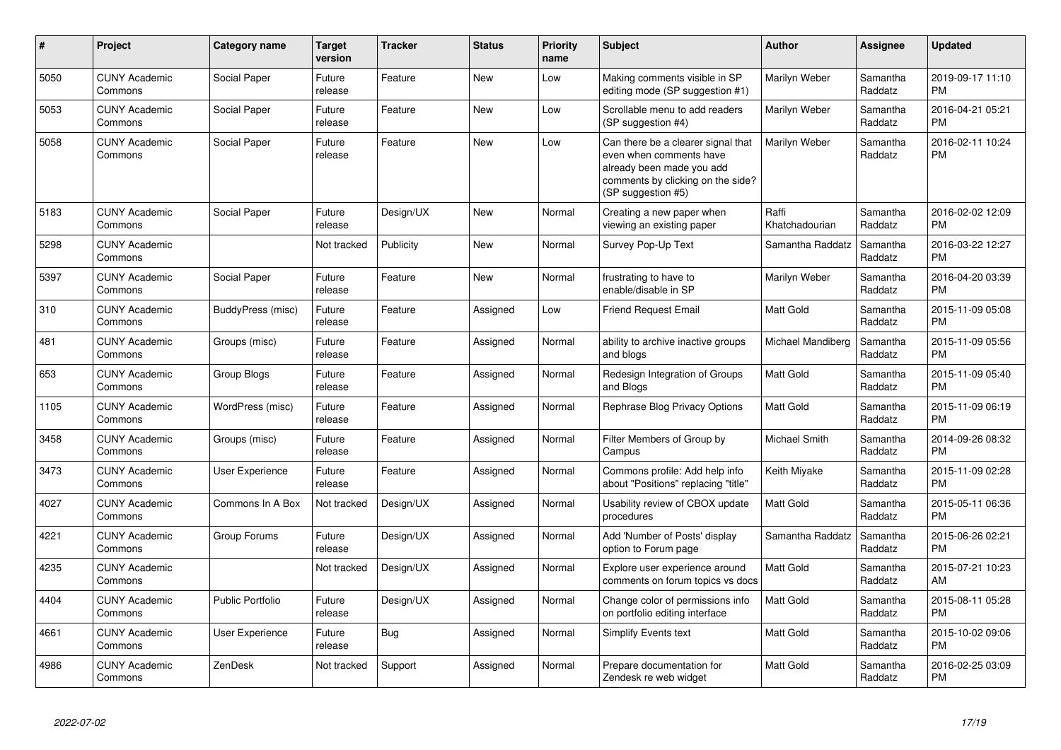| # | Project | Category name | Target version | Tracker | Status | Priority name | Subject | Author | Assignee | Updated |
|---|---|---|---|---|---|---|---|---|---|---|
| 5050 | CUNY Academic Commons | Social Paper | Future release | Feature | New | Low | Making comments visible in SP editing mode (SP suggestion #1) | Marilyn Weber | Samantha Raddatz | 2019-09-17 11:10 PM |
| 5053 | CUNY Academic Commons | Social Paper | Future release | Feature | New | Low | Scrollable menu to add readers (SP suggestion #4) | Marilyn Weber | Samantha Raddatz | 2016-04-21 05:21 PM |
| 5058 | CUNY Academic Commons | Social Paper | Future release | Feature | New | Low | Can there be a clearer signal that even when comments have already been made you add comments by clicking on the side? (SP suggestion #5) | Marilyn Weber | Samantha Raddatz | 2016-02-11 10:24 PM |
| 5183 | CUNY Academic Commons | Social Paper | Future release | Design/UX | New | Normal | Creating a new paper when viewing an existing paper | Raffi Khatchadourian | Samantha Raddatz | 2016-02-02 12:09 PM |
| 5298 | CUNY Academic Commons | | Not tracked | Publicity | New | Normal | Survey Pop-Up Text | Samantha Raddatz | Samantha Raddatz | 2016-03-22 12:27 PM |
| 5397 | CUNY Academic Commons | Social Paper | Future release | Feature | New | Normal | frustrating to have to enable/disable in SP | Marilyn Weber | Samantha Raddatz | 2016-04-20 03:39 PM |
| 310 | CUNY Academic Commons | BuddyPress (misc) | Future release | Feature | Assigned | Low | Friend Request Email | Matt Gold | Samantha Raddatz | 2015-11-09 05:08 PM |
| 481 | CUNY Academic Commons | Groups (misc) | Future release | Feature | Assigned | Normal | ability to archive inactive groups and blogs | Michael Mandiberg | Samantha Raddatz | 2015-11-09 05:56 PM |
| 653 | CUNY Academic Commons | Group Blogs | Future release | Feature | Assigned | Normal | Redesign Integration of Groups and Blogs | Matt Gold | Samantha Raddatz | 2015-11-09 05:40 PM |
| 1105 | CUNY Academic Commons | WordPress (misc) | Future release | Feature | Assigned | Normal | Rephrase Blog Privacy Options | Matt Gold | Samantha Raddatz | 2015-11-09 06:19 PM |
| 3458 | CUNY Academic Commons | Groups (misc) | Future release | Feature | Assigned | Normal | Filter Members of Group by Campus | Michael Smith | Samantha Raddatz | 2014-09-26 08:32 PM |
| 3473 | CUNY Academic Commons | User Experience | Future release | Feature | Assigned | Normal | Commons profile: Add help info about "Positions" replacing "title" | Keith Miyake | Samantha Raddatz | 2015-11-09 02:28 PM |
| 4027 | CUNY Academic Commons | Commons In A Box | Not tracked | Design/UX | Assigned | Normal | Usability review of CBOX update procedures | Matt Gold | Samantha Raddatz | 2015-05-11 06:36 PM |
| 4221 | CUNY Academic Commons | Group Forums | Future release | Design/UX | Assigned | Normal | Add 'Number of Posts' display option to Forum page | Samantha Raddatz | Samantha Raddatz | 2015-06-26 02:21 PM |
| 4235 | CUNY Academic Commons | | Not tracked | Design/UX | Assigned | Normal | Explore user experience around comments on forum topics vs docs | Matt Gold | Samantha Raddatz | 2015-07-21 10:23 AM |
| 4404 | CUNY Academic Commons | Public Portfolio | Future release | Design/UX | Assigned | Normal | Change color of permissions info on portfolio editing interface | Matt Gold | Samantha Raddatz | 2015-08-11 05:28 PM |
| 4661 | CUNY Academic Commons | User Experience | Future release | Bug | Assigned | Normal | Simplify Events text | Matt Gold | Samantha Raddatz | 2015-10-02 09:06 PM |
| 4986 | CUNY Academic Commons | ZenDesk | Not tracked | Support | Assigned | Normal | Prepare documentation for Zendesk re web widget | Matt Gold | Samantha Raddatz | 2016-02-25 03:09 PM |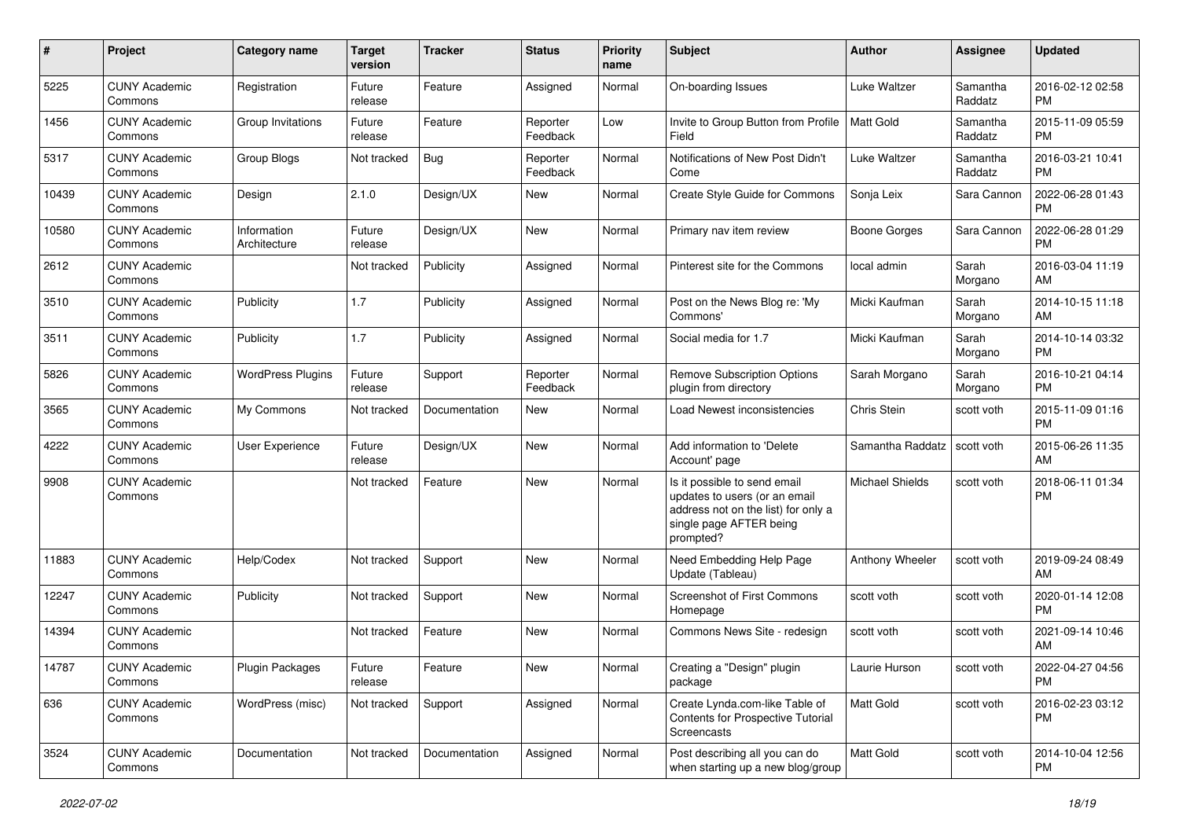| # | Project | Category name | Target version | Tracker | Status | Priority name | Subject | Author | Assignee | Updated |
|---|---|---|---|---|---|---|---|---|---|---|
| 5225 | CUNY Academic Commons | Registration | Future release | Feature | Assigned | Normal | On-boarding Issues | Luke Waltzer | Samantha Raddatz | 2016-02-12 02:58 PM |
| 1456 | CUNY Academic Commons | Group Invitations | Future release | Feature | Reporter Feedback | Low | Invite to Group Button from Profile Field | Matt Gold | Samantha Raddatz | 2015-11-09 05:59 PM |
| 5317 | CUNY Academic Commons | Group Blogs | Not tracked | Bug | Reporter Feedback | Normal | Notifications of New Post Didn't Come | Luke Waltzer | Samantha Raddatz | 2016-03-21 10:41 PM |
| 10439 | CUNY Academic Commons | Design | 2.1.0 | Design/UX | New | Normal | Create Style Guide for Commons | Sonja Leix | Sara Cannon | 2022-06-28 01:43 PM |
| 10580 | CUNY Academic Commons | Information Architecture | Future release | Design/UX | New | Normal | Primary nav item review | Boone Gorges | Sara Cannon | 2022-06-28 01:29 PM |
| 2612 | CUNY Academic Commons | | Not tracked | Publicity | Assigned | Normal | Pinterest site for the Commons | local admin | Sarah Morgano | 2016-03-04 11:19 AM |
| 3510 | CUNY Academic Commons | Publicity | 1.7 | Publicity | Assigned | Normal | Post on the News Blog re: 'My Commons' | Micki Kaufman | Sarah Morgano | 2014-10-15 11:18 AM |
| 3511 | CUNY Academic Commons | Publicity | 1.7 | Publicity | Assigned | Normal | Social media for 1.7 | Micki Kaufman | Sarah Morgano | 2014-10-14 03:32 PM |
| 5826 | CUNY Academic Commons | WordPress Plugins | Future release | Support | Reporter Feedback | Normal | Remove Subscription Options plugin from directory | Sarah Morgano | Sarah Morgano | 2016-10-21 04:14 PM |
| 3565 | CUNY Academic Commons | My Commons | Not tracked | Documentation | New | Normal | Load Newest inconsistencies | Chris Stein | scott voth | 2015-11-09 01:16 PM |
| 4222 | CUNY Academic Commons | User Experience | Future release | Design/UX | New | Normal | Add information to 'Delete Account' page | Samantha Raddatz | scott voth | 2015-06-26 11:35 AM |
| 9908 | CUNY Academic Commons | | Not tracked | Feature | New | Normal | Is it possible to send email updates to users (or an email address not on the list) for only a single page AFTER being prompted? | Michael Shields | scott voth | 2018-06-11 01:34 PM |
| 11883 | CUNY Academic Commons | Help/Codex | Not tracked | Support | New | Normal | Need Embedding Help Page Update (Tableau) | Anthony Wheeler | scott voth | 2019-09-24 08:49 AM |
| 12247 | CUNY Academic Commons | Publicity | Not tracked | Support | New | Normal | Screenshot of First Commons Homepage | scott voth | scott voth | 2020-01-14 12:08 PM |
| 14394 | CUNY Academic Commons | | Not tracked | Feature | New | Normal | Commons News Site - redesign | scott voth | scott voth | 2021-09-14 10:46 AM |
| 14787 | CUNY Academic Commons | Plugin Packages | Future release | Feature | New | Normal | Creating a "Design" plugin package | Laurie Hurson | scott voth | 2022-04-27 04:56 PM |
| 636 | CUNY Academic Commons | WordPress (misc) | Not tracked | Support | Assigned | Normal | Create Lynda.com-like Table of Contents for Prospective Tutorial Screencasts | Matt Gold | scott voth | 2016-02-23 03:12 PM |
| 3524 | CUNY Academic Commons | Documentation | Not tracked | Documentation | Assigned | Normal | Post describing all you can do when starting up a new blog/group | Matt Gold | scott voth | 2014-10-04 12:56 PM |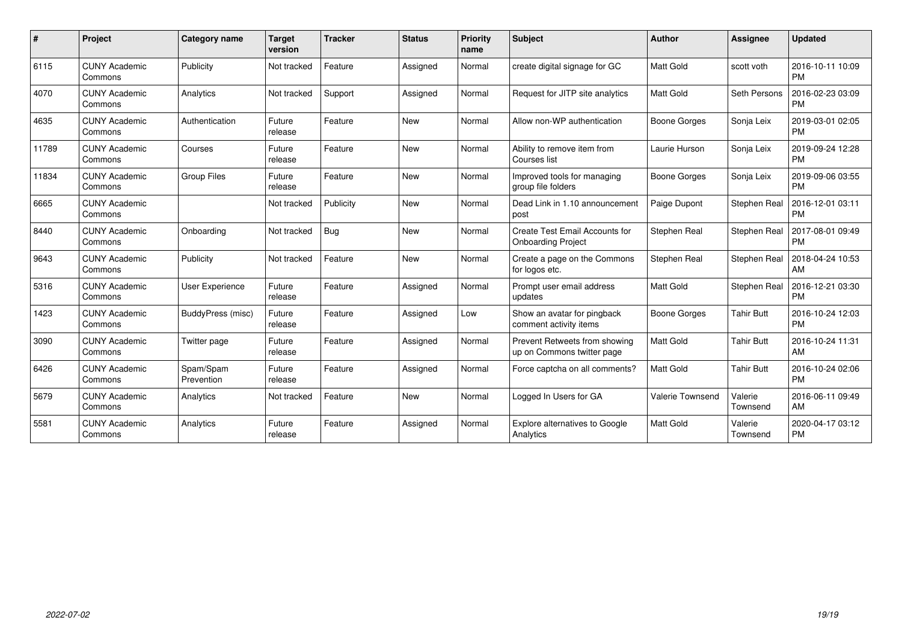| # | Project | Category name | Target version | Tracker | Status | Priority name | Subject | Author | Assignee | Updated |
|---|---|---|---|---|---|---|---|---|---|---|
| 6115 | CUNY Academic Commons | Publicity | Not tracked | Feature | Assigned | Normal | create digital signage for GC | Matt Gold | scott voth | 2016-10-11 10:09 PM |
| 4070 | CUNY Academic Commons | Analytics | Not tracked | Support | Assigned | Normal | Request for JITP site analytics | Matt Gold | Seth Persons | 2016-02-23 03:09 PM |
| 4635 | CUNY Academic Commons | Authentication | Future release | Feature | New | Normal | Allow non-WP authentication | Boone Gorges | Sonja Leix | 2019-03-01 02:05 PM |
| 11789 | CUNY Academic Commons | Courses | Future release | Feature | New | Normal | Ability to remove item from Courses list | Laurie Hurson | Sonja Leix | 2019-09-24 12:28 PM |
| 11834 | CUNY Academic Commons | Group Files | Future release | Feature | New | Normal | Improved tools for managing group file folders | Boone Gorges | Sonja Leix | 2019-09-06 03:55 PM |
| 6665 | CUNY Academic Commons | | Not tracked | Publicity | New | Normal | Dead Link in 1.10 announcement post | Paige Dupont | Stephen Real | 2016-12-01 03:11 PM |
| 8440 | CUNY Academic Commons | Onboarding | Not tracked | Bug | New | Normal | Create Test Email Accounts for Onboarding Project | Stephen Real | Stephen Real | 2017-08-01 09:49 PM |
| 9643 | CUNY Academic Commons | Publicity | Not tracked | Feature | New | Normal | Create a page on the Commons for logos etc. | Stephen Real | Stephen Real | 2018-04-24 10:53 AM |
| 5316 | CUNY Academic Commons | User Experience | Future release | Feature | Assigned | Normal | Prompt user email address updates | Matt Gold | Stephen Real | 2016-12-21 03:30 PM |
| 1423 | CUNY Academic Commons | BuddyPress (misc) | Future release | Feature | Assigned | Low | Show an avatar for pingback comment activity items | Boone Gorges | Tahir Butt | 2016-10-24 12:03 PM |
| 3090 | CUNY Academic Commons | Twitter page | Future release | Feature | Assigned | Normal | Prevent Retweets from showing up on Commons twitter page | Matt Gold | Tahir Butt | 2016-10-24 11:31 AM |
| 6426 | CUNY Academic Commons | Spam/Spam Prevention | Future release | Feature | Assigned | Normal | Force captcha on all comments? | Matt Gold | Tahir Butt | 2016-10-24 02:06 PM |
| 5679 | CUNY Academic Commons | Analytics | Not tracked | Feature | New | Normal | Logged In Users for GA | Valerie Townsend | Valerie Townsend | 2016-06-11 09:49 AM |
| 5581 | CUNY Academic Commons | Analytics | Future release | Feature | Assigned | Normal | Explore alternatives to Google Analytics | Matt Gold | Valerie Townsend | 2020-04-17 03:12 PM |